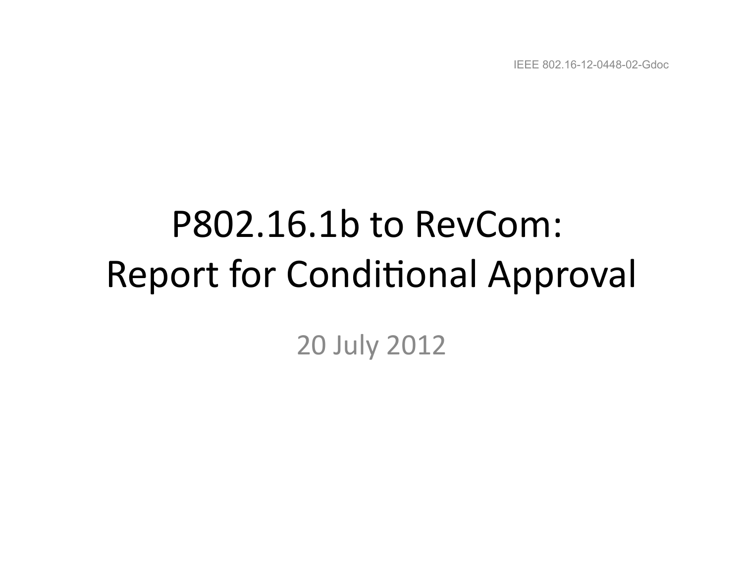IEEE 802.16-12-0448-02-Gdoc

# P802.16.1b to RevCom: Report for Conditional Approval

20 July 2012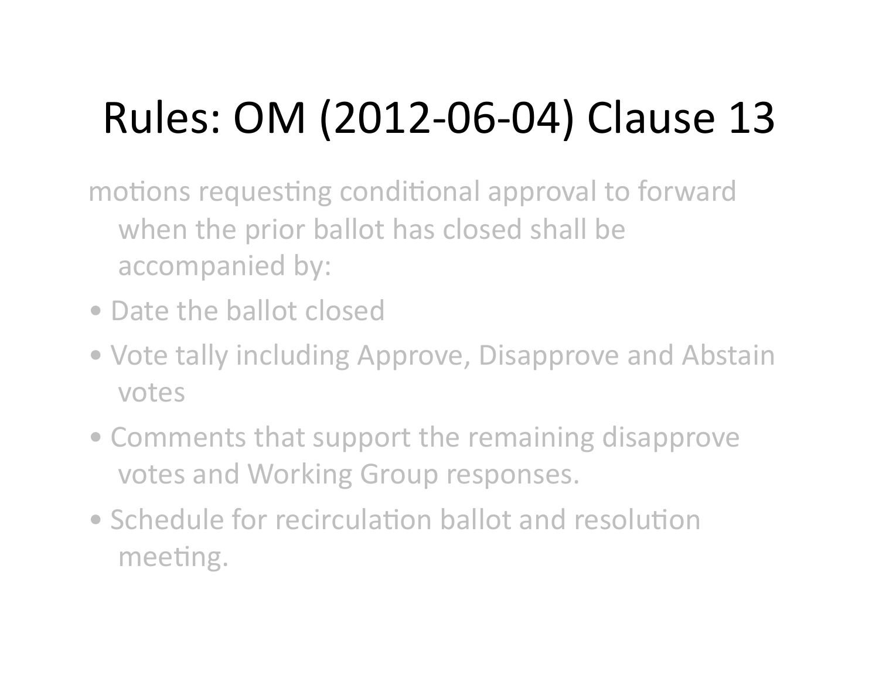# Rules: OM (2012-06-04) Clause 13

motions requesting conditional approval to forward when the prior ballot has closed shall be accompanied by:

- Date the ballot closed
- Vote tally including Approve, Disapprove and Abstain votes
- Comments that support the remaining disapprove votes and Working Group responses.
- Schedule for recirculation ballot and resolution meeting.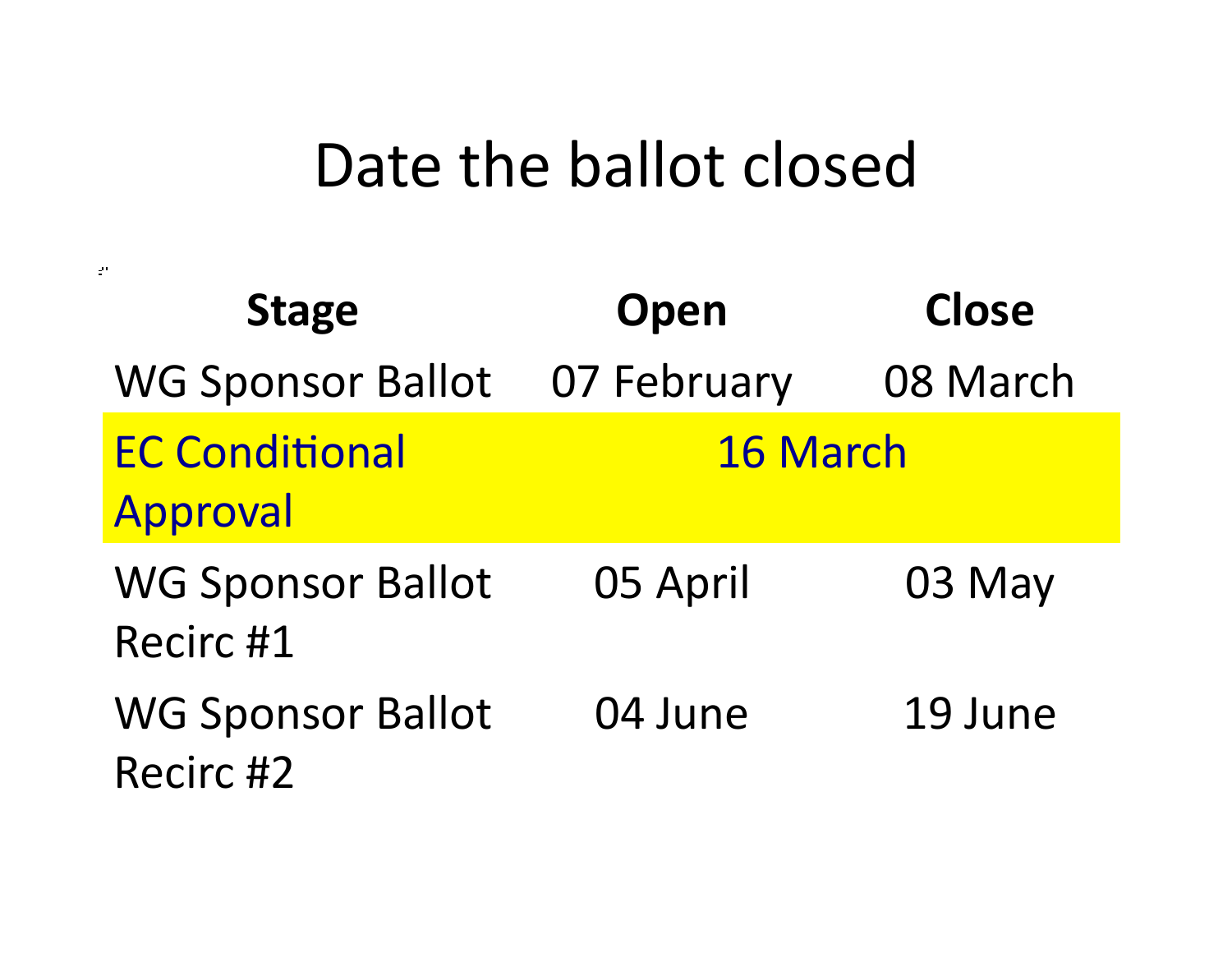# Date the ballot closed

| Stage | Open | Close |
| --- | --- | --- |
| WG Sponsor Ballot | 07 February | 08 March |
| EC Conditional Approval | 16 March | |
| WG Sponsor Ballot Recirc #1 | 05 April | 03 May |
| WG Sponsor Ballot Recirc #2 | 04 June | 19 June |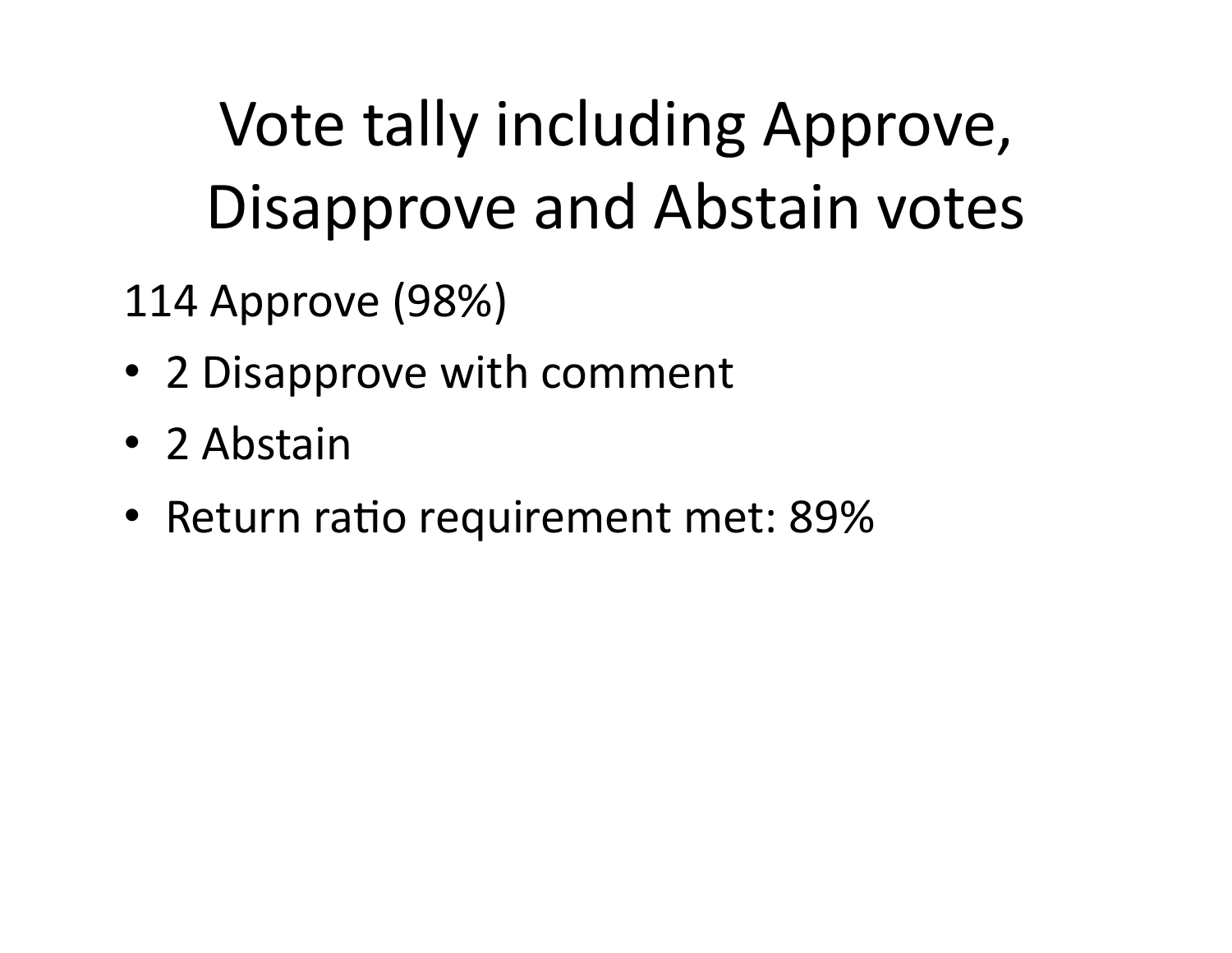# Vote tally including Approve, Disapprove and Abstain votes

114 Approve (98%)

- 2 Disapprove with comment
- 2 Abstain
- Return ratio requirement met: 89%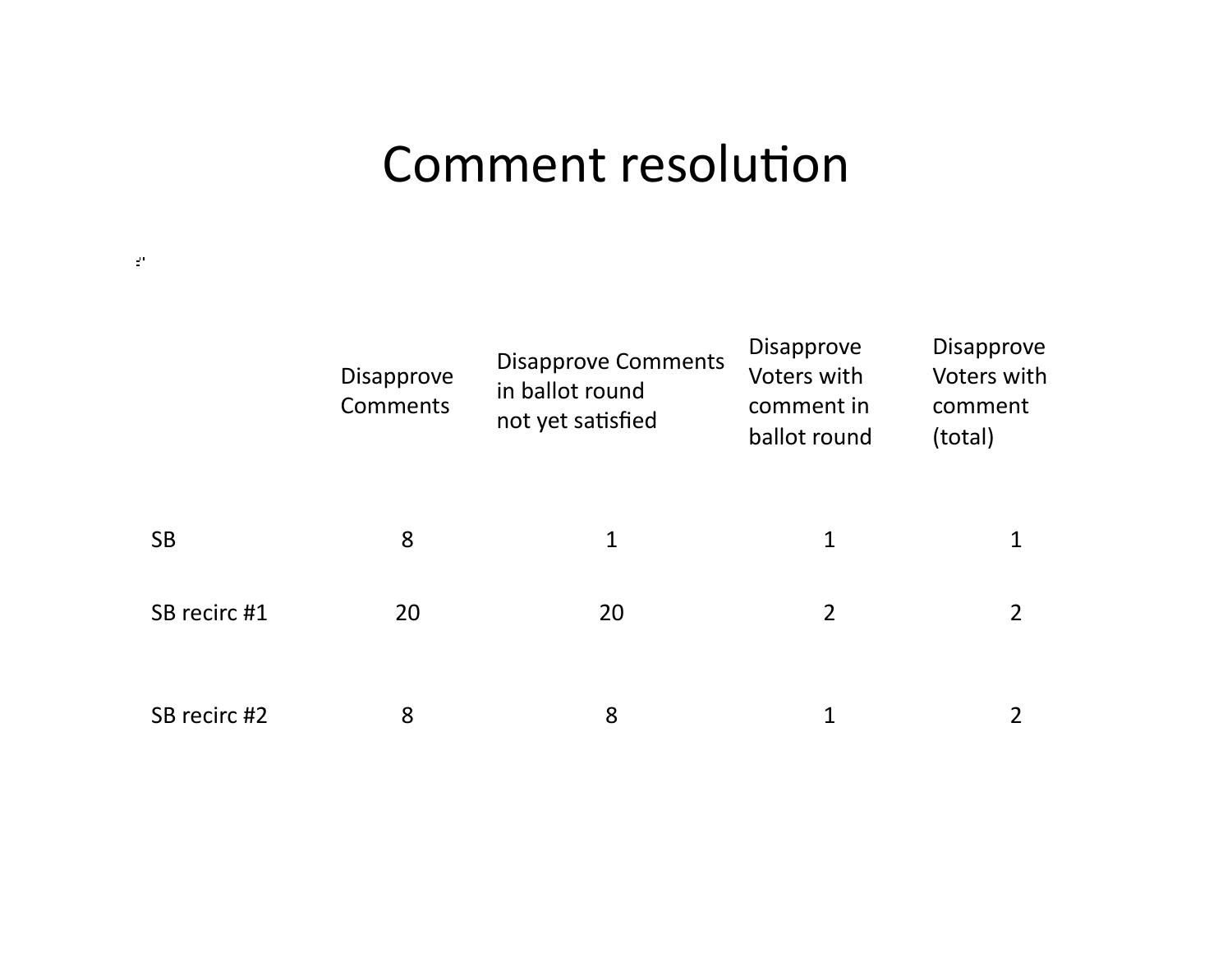# Comment resolution

| | Disapprove Comments | Disapprove Comments in ballot round not yet satisfied | Disapprove Voters with comment in ballot round | Disapprove Voters with comment (total) |
|---|---|---|---|---|
| SB | 8 | 1 | 1 | 1 |
| SB recirc #1 | 20 | 20 | 2 | 2 |
| SB recirc #2 | 8 | 8 | 1 | 2 |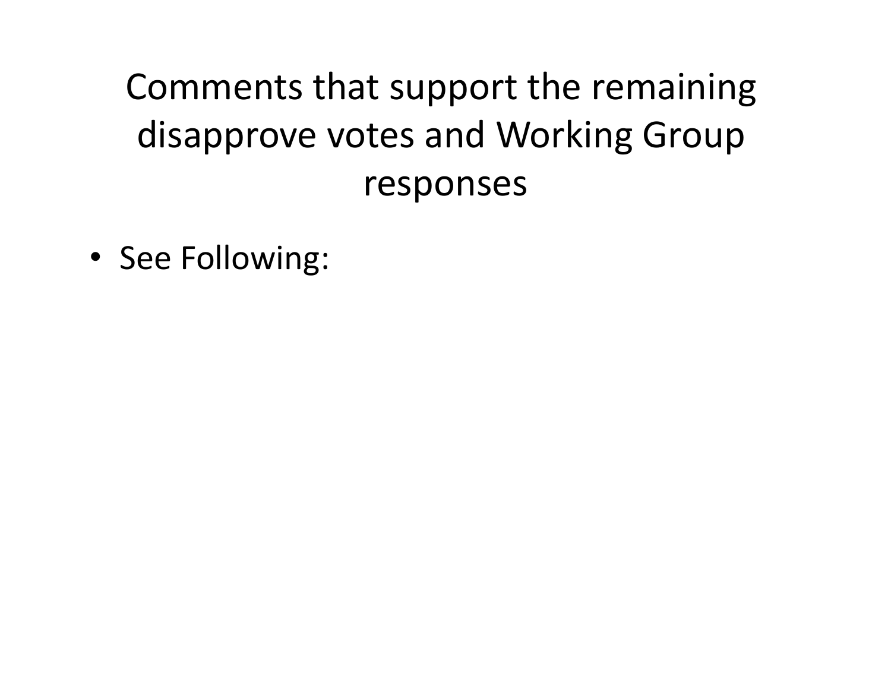# Comments that support the remaining disapprove votes and Working Group responses

- See Following: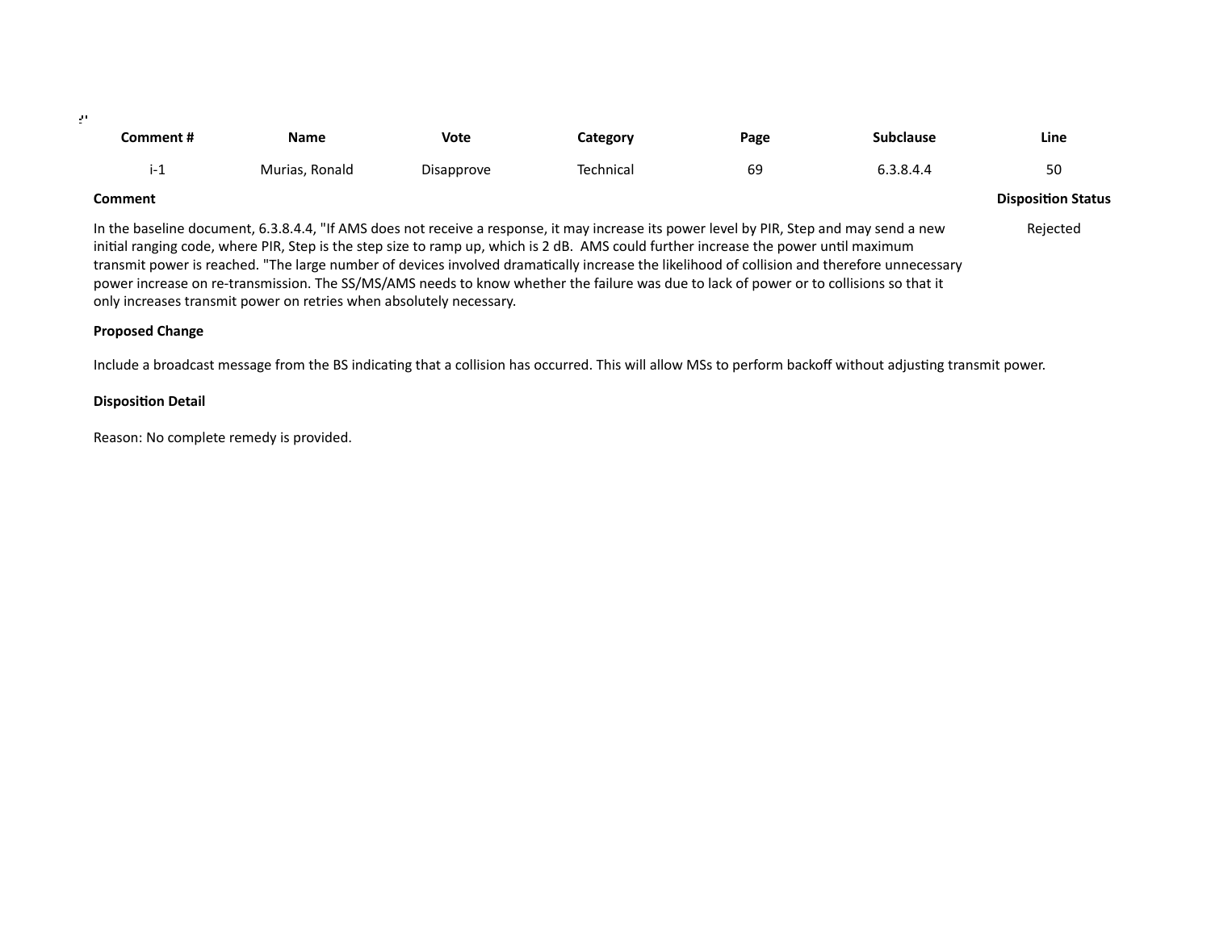| Comment # | Name | Vote | Category | Page | Subclause | Line |
|---|---|---|---|---|---|---|
| i-1 | Murias, Ronald | Disapprove | Technical | 69 | 6.3.8.4.4 | 50 |

**Comment**

In the baseline document, 6.3.8.4.4, "If AMS does not receive a response, it may increase its power level by PIR, Step and may send a new initial ranging code, where PIR, Step is the step size to ramp up, which is 2 dB. AMS could further increase the power until maximum transmit power is reached. "The large number of devices involved dramatically increase the likelihood of collision and therefore unnecessary power increase on re-transmission. The SS/MS/AMS needs to know whether the failure was due to lack of power or to collisions so that it only increases transmit power on retries when absolutely necessary.

**Disposition Status**

Rejected

**Proposed Change**

Include a broadcast message from the BS indicating that a collision has occurred. This will allow MSs to perform backoff without adjusting transmit power.

**Disposition Detail**

Reason: No complete remedy is provided.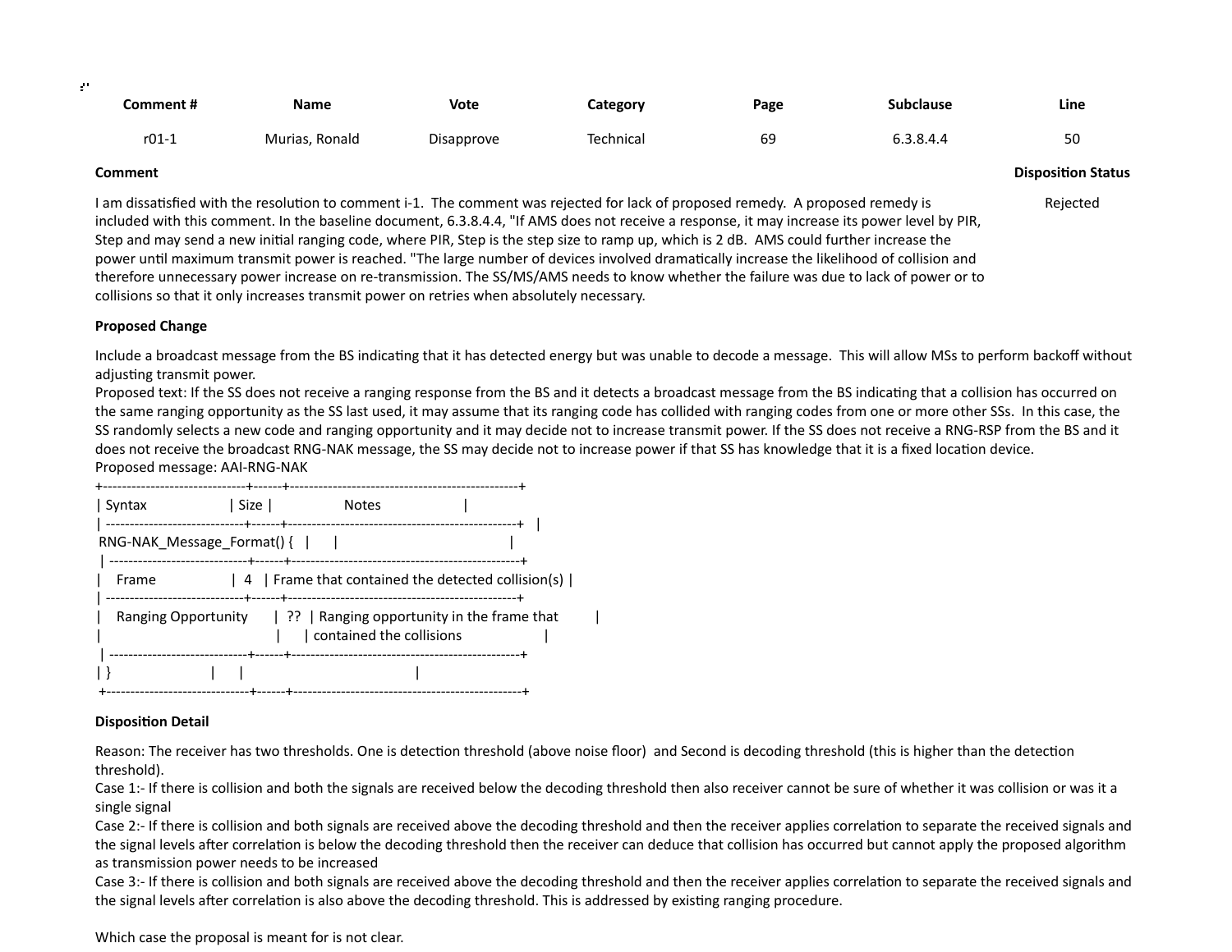| Comment # | Name | Vote | Category | Page | Subclause | Line |
|---|---|---|---|---|---|---|
| r01-1 | Murias, Ronald | Disapprove | Technical | 69 | 6.3.8.4.4 | 50 |

**Comment**

I am dissatisfied with the resolution to comment i-1. The comment was rejected for lack of proposed remedy. A proposed remedy is included with this comment. In the baseline document, 6.3.8.4.4, "If AMS does not receive a response, it may increase its power level by PIR, Step and may send a new initial ranging code, where PIR, Step is the step size to ramp up, which is 2 dB. AMS could further increase the power until maximum transmit power is reached. "The large number of devices involved dramatically increase the likelihood of collision and therefore unnecessary power increase on re-transmission. The SS/MS/AMS needs to know whether the failure was due to lack of power or to collisions so that it only increases transmit power on retries when absolutely necessary.

**Disposition Status**

Rejected

**Proposed Change**

Include a broadcast message from the BS indicating that it has detected energy but was unable to decode a message. This will allow MSs to perform backoff without adjusting transmit power.
Proposed text: If the SS does not receive a ranging response from the BS and it detects a broadcast message from the BS indicating that a collision has occurred on the same ranging opportunity as the SS last used, it may assume that its ranging code has collided with ranging codes from one or more other SSs. In this case, the SS randomly selects a new code and ranging opportunity and it may decide not to increase transmit power. If the SS does not receive a RNG-RSP from the BS and it does not receive the broadcast RNG-NAK message, the SS may decide not to increase power if that SS has knowledge that it is a fixed location device.
Proposed message: AAI-RNG-NAK

| Syntax | Size | Notes |
|---|---|---|
| RNG-NAK_Message_Format() { | | |
| Frame | 4 | Frame that contained the detected collision(s) |
| Ranging Opportunity | ?? | Ranging opportunity in the frame that contained the collisions |
| } | | |

**Disposition Detail**

Reason: The receiver has two thresholds. One is detection threshold (above noise floor) and Second is decoding threshold (this is higher than the detection threshold).
Case 1:- If there is collision and both the signals are received below the decoding threshold then also receiver cannot be sure of whether it was collision or was it a single signal
Case 2:- If there is collision and both signals are received above the decoding threshold and then the receiver applies correlation to separate the received signals and the signal levels after correlation is below the decoding threshold then the receiver can deduce that collision has occurred but cannot apply the proposed algorithm as transmission power needs to be increased
Case 3:- If there is collision and both signals are received above the decoding threshold and then the receiver applies correlation to separate the received signals and the signal levels after correlation is also above the decoding threshold. This is addressed by existing ranging procedure.

Which case the proposal is meant for is not clear.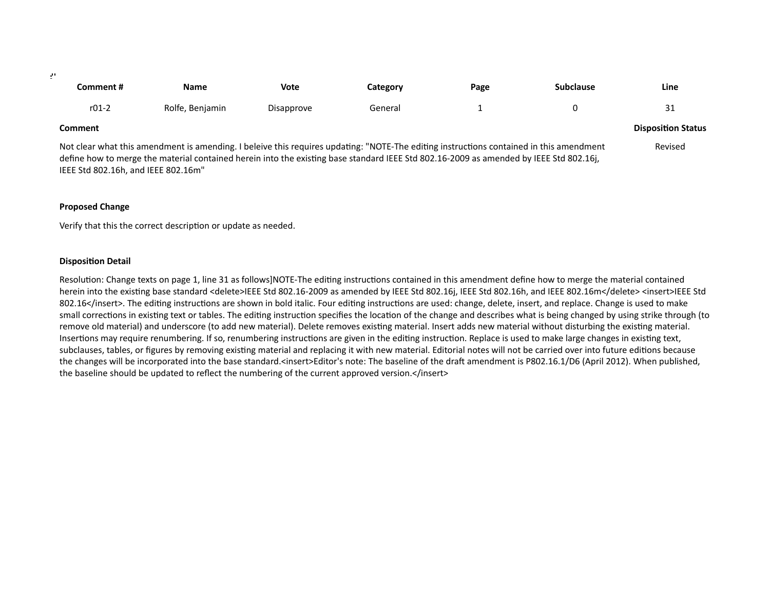| Comment # | Name | Vote | Category | Page | Subclause | Line |
|---|---|---|---|---|---|---|
| r01-2 | Rolfe, Benjamin | Disapprove | General | 1 | 0 | 31 |

**Comment**

Not clear what this amendment is amending. I beleive this requires updating: "NOTE-The editing instructions contained in this amendment define how to merge the material contained herein into the existing base standard IEEE Std 802.16-2009 as amended by IEEE Std 802.16j, IEEE Std 802.16h, and IEEE 802.16m"

**Disposition Status**

Revised

**Proposed Change**

Verify that this the correct description or update as needed.

**Disposition Detail**

Resolution: Change texts on page 1, line 31 as follows]NOTE-The editing instructions contained in this amendment define how to merge the material contained herein into the existing base standard <delete>IEEE Std 802.16-2009 as amended by IEEE Std 802.16j, IEEE Std 802.16h, and IEEE 802.16m</delete> <insert>IEEE Std 802.16</insert>. The editing instructions are shown in bold italic. Four editing instructions are used: change, delete, insert, and replace. Change is used to make small corrections in existing text or tables. The editing instruction specifies the location of the change and describes what is being changed by using strike through (to remove old material) and underscore (to add new material). Delete removes existing material. Insert adds new material without disturbing the existing material. Insertions may require renumbering. If so, renumbering instructions are given in the editing instruction. Replace is used to make large changes in existing text, subclauses, tables, or figures by removing existing material and replacing it with new material. Editorial notes will not be carried over into future editions because the changes will be incorporated into the base standard.<insert>Editor's note: The baseline of the draft amendment is P802.16.1/D6 (April 2012). When published, the baseline should be updated to reflect the numbering of the current approved version.</insert>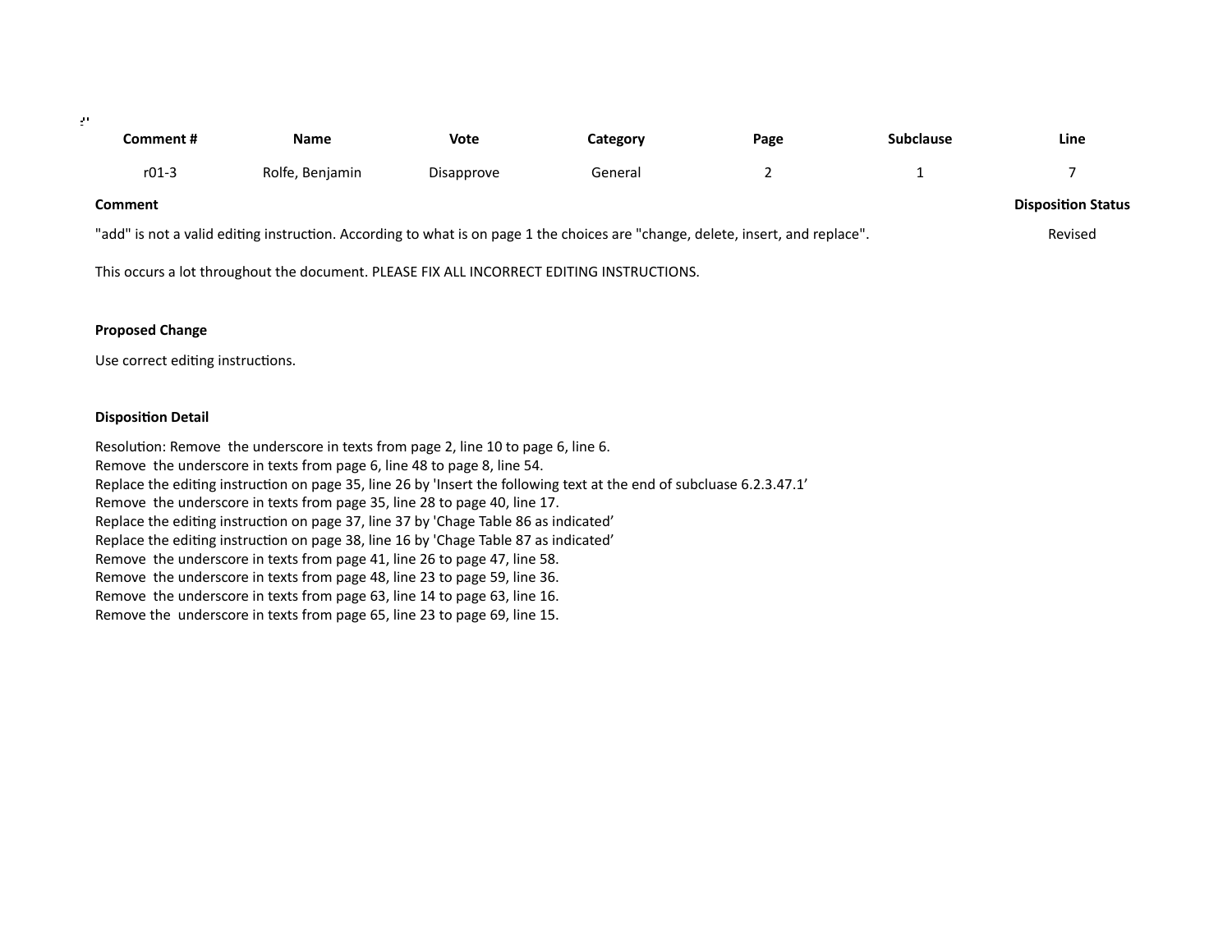| Comment # | Name | Vote | Category | Page | Subclause | Line |
|---|---|---|---|---|---|---|
| r01-3 | Rolfe, Benjamin | Disapprove | General | 2 | 1 | 7 |

**Comment**

"add" is not a valid editing instruction. According to what is on page 1 the choices are "change, delete, insert, and replace".

This occurs a lot throughout the document. PLEASE FIX ALL INCORRECT EDITING INSTRUCTIONS.

**Disposition Status**

Revised

**Proposed Change**

Use correct editing instructions.

**Disposition Detail**

Resolution: Remove  the underscore in texts from page 2, line 10 to page 6, line 6.
Remove  the underscore in texts from page 6, line 48 to page 8, line 54.
Replace the editing instruction on page 35, line 26 by 'Insert the following text at the end of subcluase 6.2.3.47.1'
Remove  the underscore in texts from page 35, line 28 to page 40, line 17.
Replace the editing instruction on page 37, line 37 by 'Chage Table 86 as indicated'
Replace the editing instruction on page 38, line 16 by 'Chage Table 87 as indicated'
Remove  the underscore in texts from page 41, line 26 to page 47, line 58.
Remove  the underscore in texts from page 48, line 23 to page 59, line 36.
Remove  the underscore in texts from page 63, line 14 to page 63, line 16.
Remove the  underscore in texts from page 65, line 23 to page 69, line 15.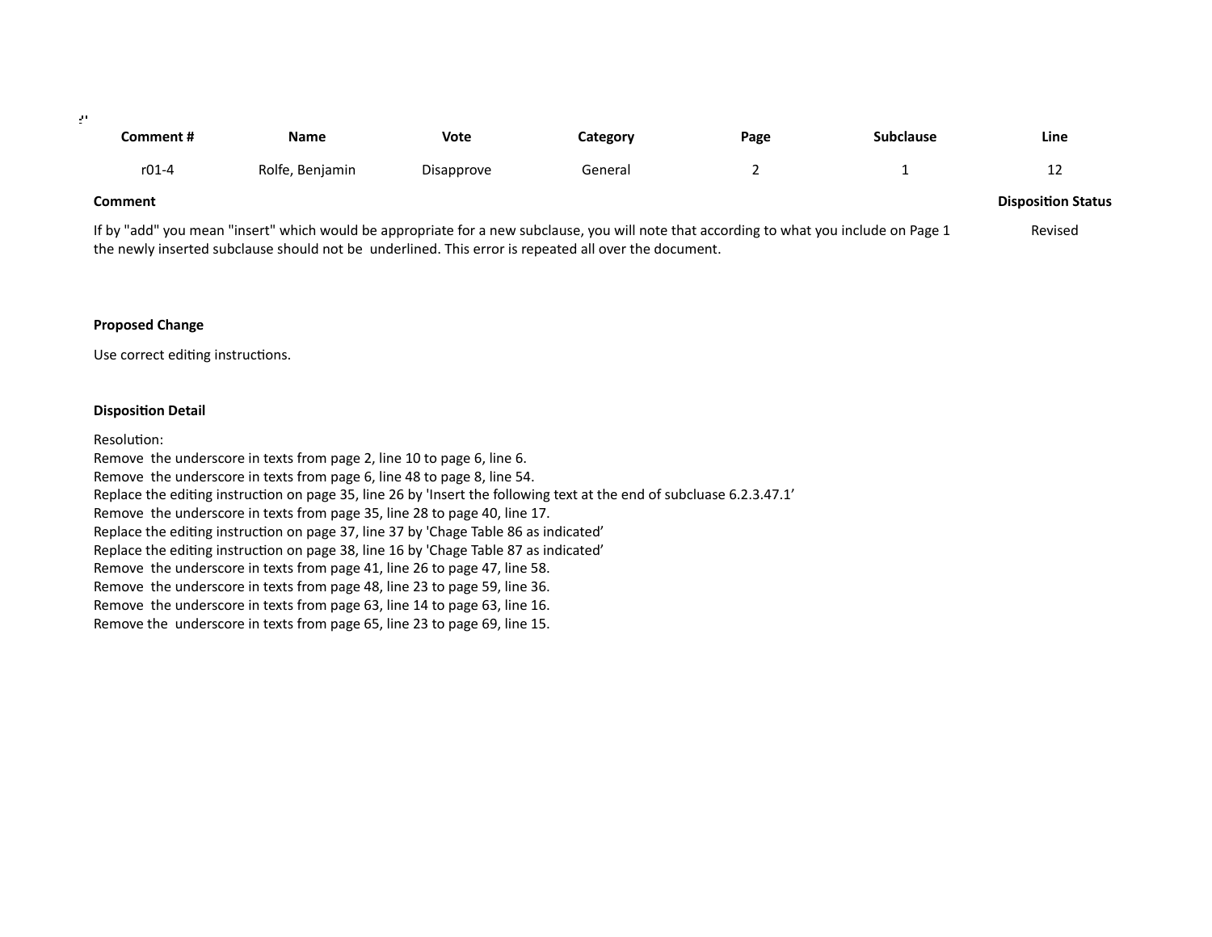| Comment # | Name | Vote | Category | Page | Subclause | Line |
|---|---|---|---|---|---|---|
| r01-4 | Rolfe, Benjamin | Disapprove | General | 2 | 1 | 12 |

**Comment**

If by "add" you mean "insert" which would be appropriate for a new subclause, you will note that according to what you include on Page 1 the newly inserted subclause should not be underlined. This error is repeated all over the document.

**Disposition Status**

Revised

**Proposed Change**

Use correct editing instructions.

**Disposition Detail**

Resolution:
Remove the underscore in texts from page 2, line 10 to page 6, line 6.
Remove the underscore in texts from page 6, line 48 to page 8, line 54.
Replace the editing instruction on page 35, line 26 by 'Insert the following text at the end of subcluase 6.2.3.47.1'
Remove the underscore in texts from page 35, line 28 to page 40, line 17.
Replace the editing instruction on page 37, line 37 by 'Chage Table 86 as indicated'
Replace the editing instruction on page 38, line 16 by 'Chage Table 87 as indicated'
Remove the underscore in texts from page 41, line 26 to page 47, line 58.
Remove the underscore in texts from page 48, line 23 to page 59, line 36.
Remove the underscore in texts from page 63, line 14 to page 63, line 16.
Remove the underscore in texts from page 65, line 23 to page 69, line 15.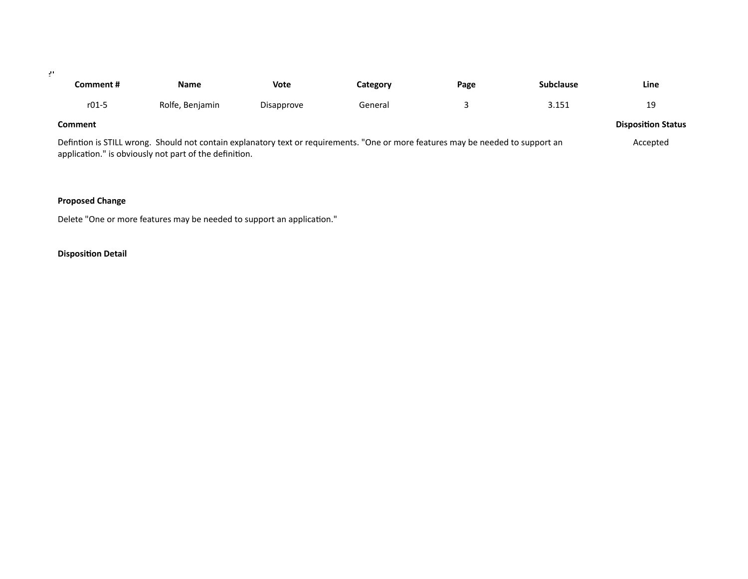| Comment # | Name | Vote | Category | Page | Subclause | Line |
|---|---|---|---|---|---|---|
| r01-5 | Rolfe, Benjamin | Disapprove | General | 3 | 3.151 | 19 |

**Comment**

Defintion is STILL wrong. Should not contain explanatory text or requirements. "One or more features may be needed to support an application." is obviously not part of the definition.

**Disposition Status**

Accepted

**Proposed Change**

Delete "One or more features may be needed to support an application."

**Disposition Detail**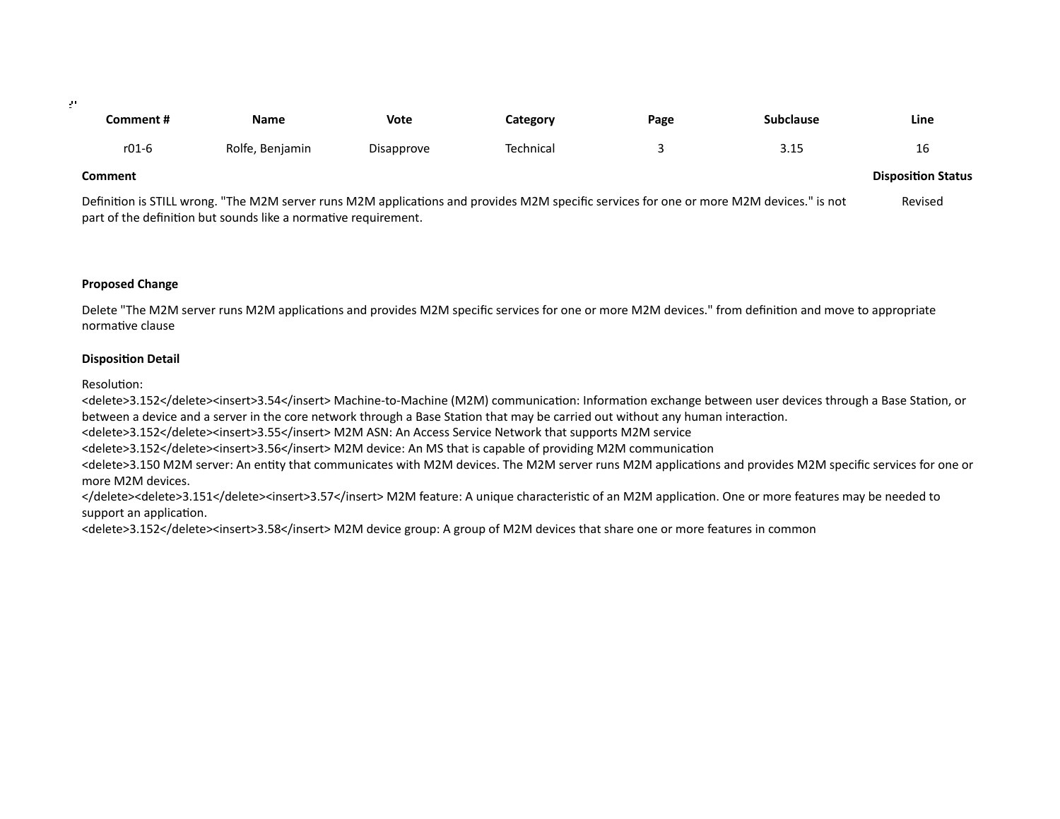| Comment # | Name | Vote | Category | Page | Subclause | Line |
|---|---|---|---|---|---|---|
| r01-6 | Rolfe, Benjamin | Disapprove | Technical | 3 | 3.15 | 16 |

**Comment**

Definition is STILL wrong. "The M2M server runs M2M applications and provides M2M specific services for one or more M2M devices." is not part of the definition but sounds like a normative requirement.

**Disposition Status**

Revised

**Proposed Change**

Delete "The M2M server runs M2M applications and provides M2M specific services for one or more M2M devices." from definition and move to appropriate normative clause

**Disposition Detail**

Resolution:
<delete>3.152</delete><insert>3.54</insert> Machine-to-Machine (M2M) communication: Information exchange between user devices through a Base Station, or between a device and a server in the core network through a Base Station that may be carried out without any human interaction.
<delete>3.152</delete><insert>3.55</insert> M2M ASN: An Access Service Network that supports M2M service
<delete>3.152</delete><insert>3.56</insert> M2M device: An MS that is capable of providing M2M communication
<delete>3.150 M2M server: An entity that communicates with M2M devices. The M2M server runs M2M applications and provides M2M specific services for one or more M2M devices.
</delete><delete>3.151</delete><insert>3.57</insert> M2M feature: A unique characteristic of an M2M application. One or more features may be needed to support an application.
<delete>3.152</delete><insert>3.58</insert> M2M device group: A group of M2M devices that share one or more features in common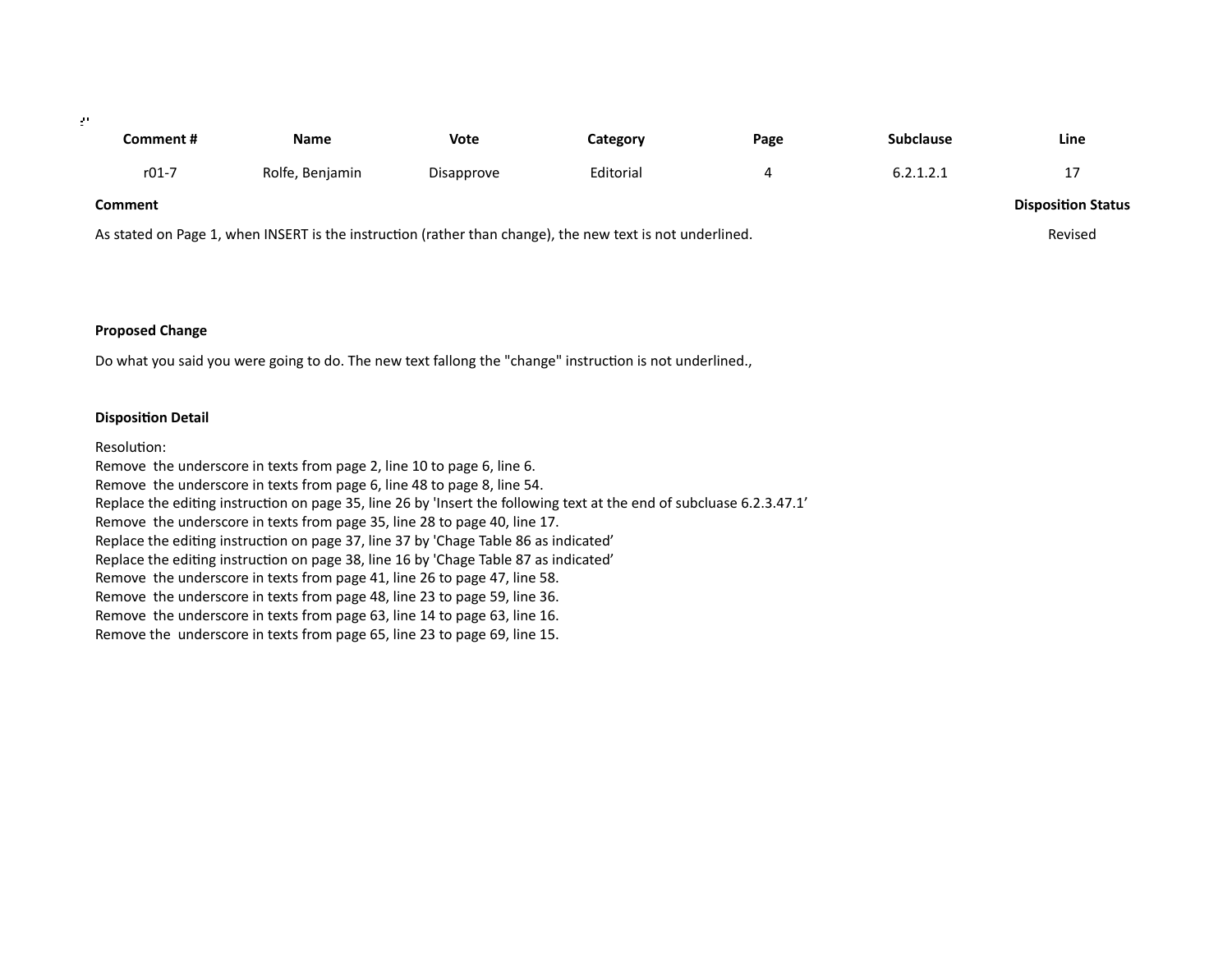| Comment # | Name | Vote | Category | Page | Subclause | Line |
|---|---|---|---|---|---|---|
| r01-7 | Rolfe, Benjamin | Disapprove | Editorial | 4 | 6.2.1.2.1 | 17 |

**Comment**

As stated on Page 1, when INSERT is the instruction (rather than change), the new text is not underlined.

**Disposition Status**

Revised

**Proposed Change**

Do what you said you were going to do. The new text fallong the "change" instruction is not underlined.,

**Disposition Detail**

Resolution:
Remove  the underscore in texts from page 2, line 10 to page 6, line 6.
Remove  the underscore in texts from page 6, line 48 to page 8, line 54.
Replace the editing instruction on page 35, line 26 by 'Insert the following text at the end of subcluase 6.2.3.47.1'
Remove  the underscore in texts from page 35, line 28 to page 40, line 17.
Replace the editing instruction on page 37, line 37 by 'Chage Table 86 as indicated'
Replace the editing instruction on page 38, line 16 by 'Chage Table 87 as indicated'
Remove  the underscore in texts from page 41, line 26 to page 47, line 58.
Remove  the underscore in texts from page 48, line 23 to page 59, line 36.
Remove  the underscore in texts from page 63, line 14 to page 63, line 16.
Remove the  underscore in texts from page 65, line 23 to page 69, line 15.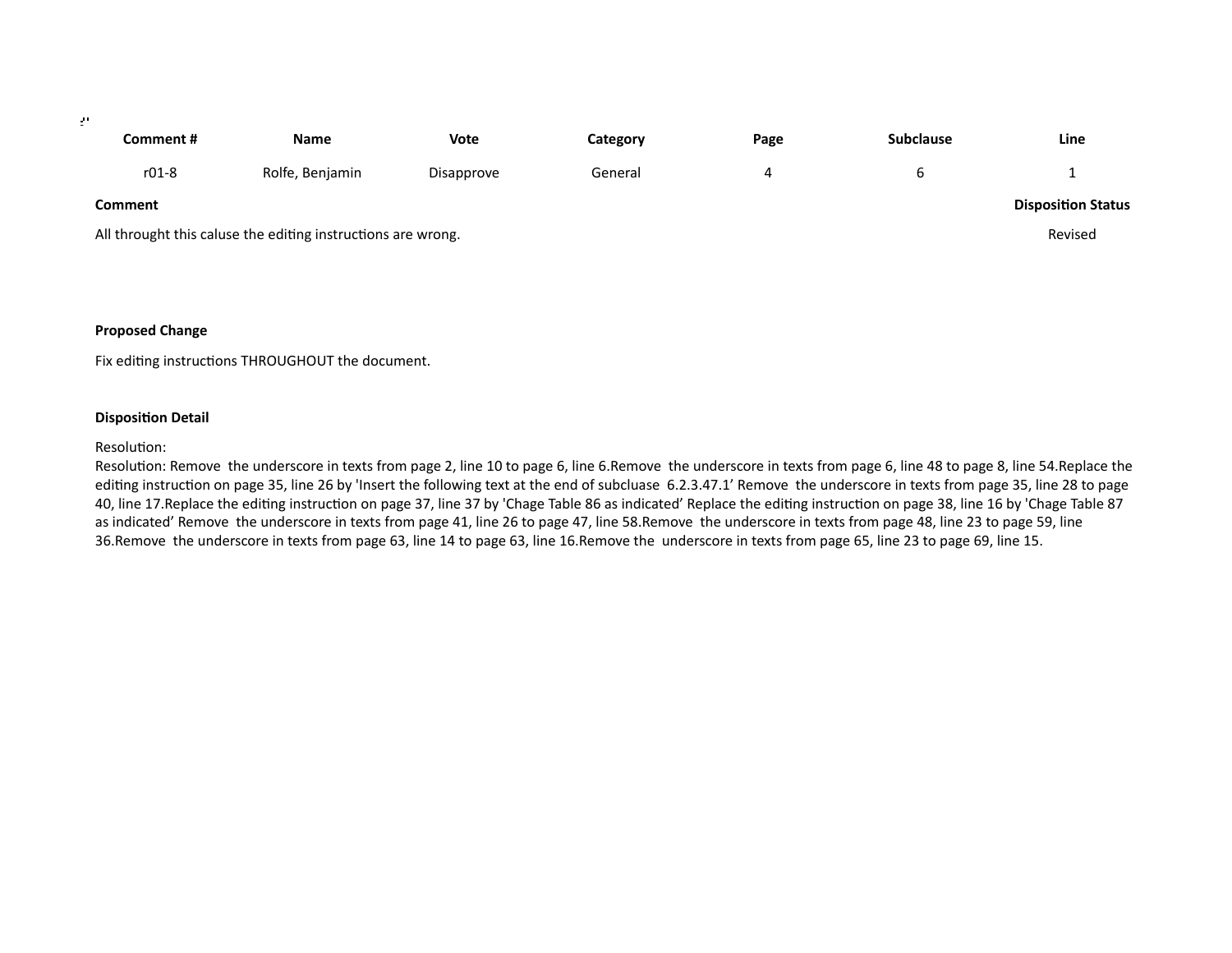| Comment # | Name | Vote | Category | Page | Subclause | Line |
|---|---|---|---|---|---|---|
| r01-8 | Rolfe, Benjamin | Disapprove | General | 4 | 6 | 1 |

**Comment**

All throught this caluse the editing instructions are wrong.

**Disposition Status**

Revised

**Proposed Change**

Fix editing instructions THROUGHOUT the document.

**Disposition Detail**

Resolution:
Resolution: Remove  the underscore in texts from page 2, line 10 to page 6, line 6.Remove  the underscore in texts from page 6, line 48 to page 8, line 54.Replace the editing instruction on page 35, line 26 by 'Insert the following text at the end of subcluase  6.2.3.47.1' Remove  the underscore in texts from page 35, line 28 to page 40, line 17.Replace the editing instruction on page 37, line 37 by 'Chage Table 86 as indicated' Replace the editing instruction on page 38, line 16 by 'Chage Table 87 as indicated' Remove  the underscore in texts from page 41, line 26 to page 47, line 58.Remove  the underscore in texts from page 48, line 23 to page 59, line 36.Remove  the underscore in texts from page 63, line 14 to page 63, line 16.Remove the  underscore in texts from page 65, line 23 to page 69, line 15.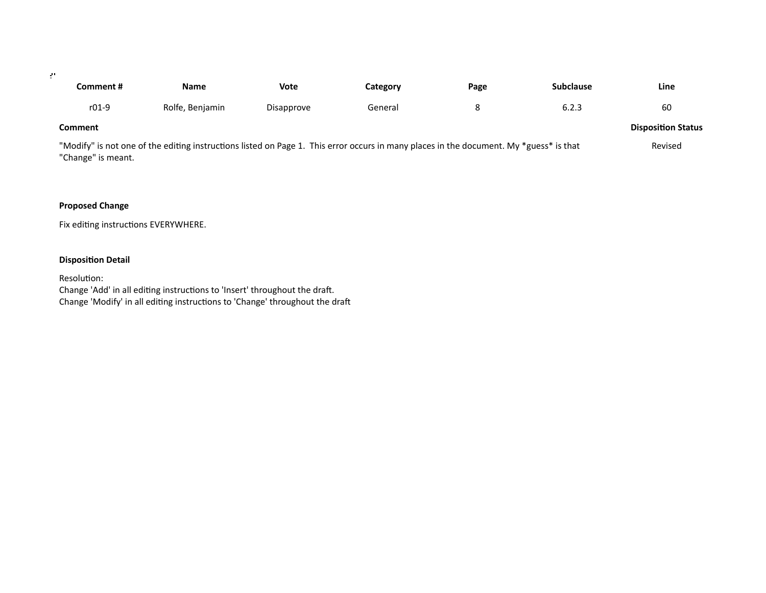| Comment # | Name | Vote | Category | Page | Subclause | Line |
| --- | --- | --- | --- | --- | --- | --- |
| r01-9 | Rolfe, Benjamin | Disapprove | General | 8 | 6.2.3 | 60 |

**Comment**

"Modify" is not one of the editing instructions listed on Page 1. This error occurs in many places in the document. My *guess* is that "Change" is meant.

**Disposition Status**

Revised

**Proposed Change**

Fix editing instructions EVERYWHERE.

**Disposition Detail**

Resolution:
Change 'Add' in all editing instructions to 'Insert' throughout the draft.
Change 'Modify' in all editing instructions to 'Change' throughout the draft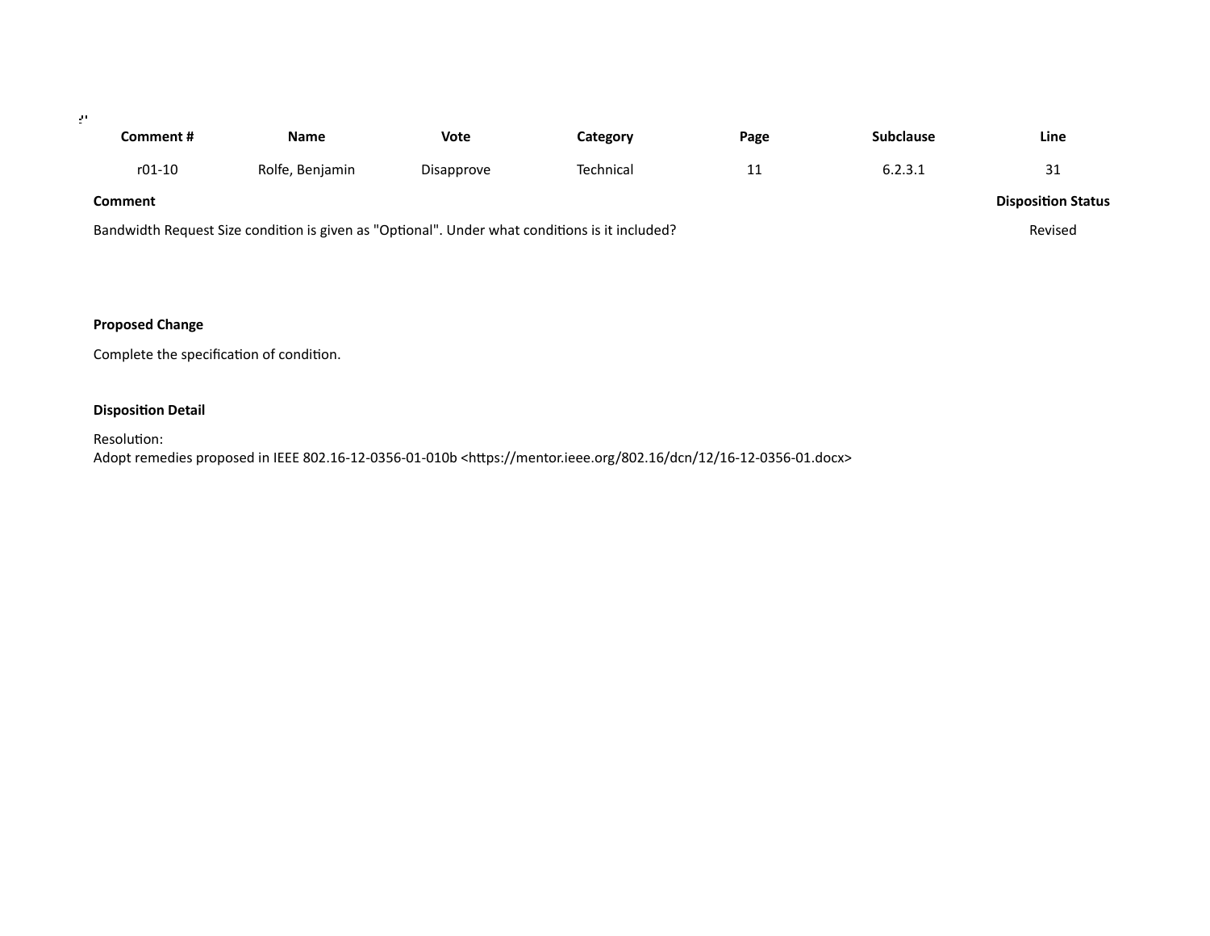| Comment # | Name | Vote | Category | Page | Subclause | Line |
|---|---|---|---|---|---|---|
| r01-10 | Rolfe, Benjamin | Disapprove | Technical | 11 | 6.2.3.1 | 31 |

**Comment**

Bandwidth Request Size condition is given as "Optional". Under what conditions is it included?

**Disposition Status**

Revised

**Proposed Change**

Complete the specification of condition.

**Disposition Detail**

Resolution:
Adopt remedies proposed in IEEE 802.16-12-0356-01-010b <https://mentor.ieee.org/802.16/dcn/12/16-12-0356-01.docx>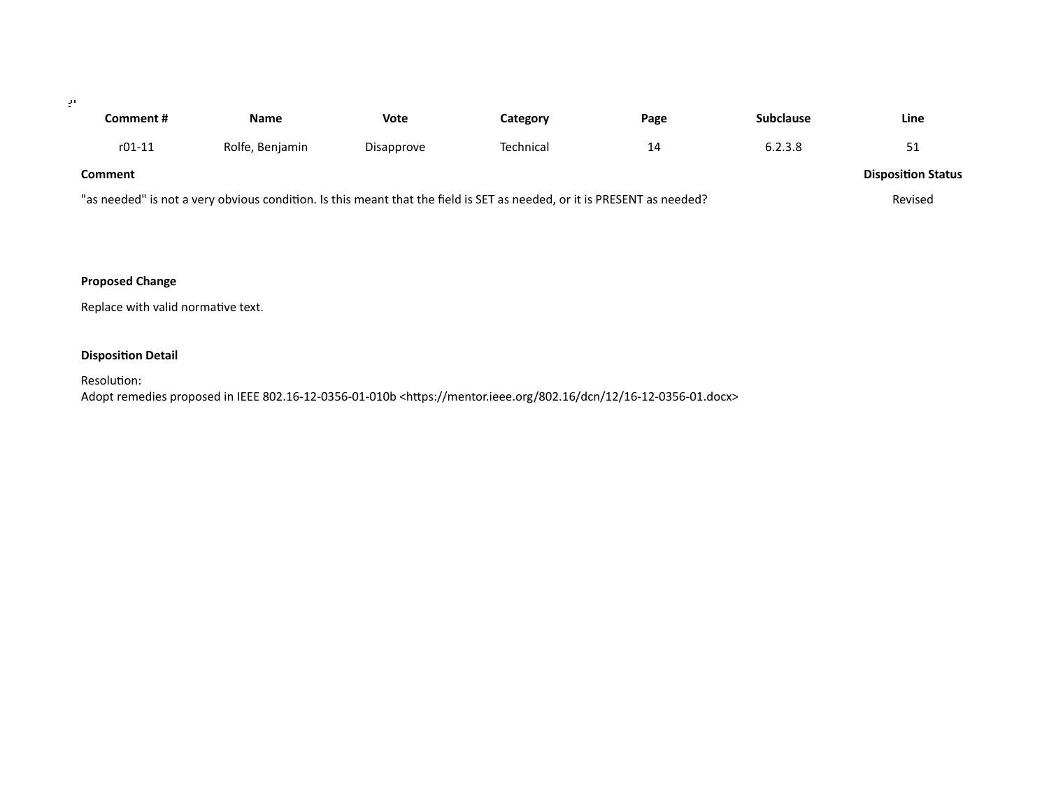| Comment # | Name | Vote | Category | Page | Subclause | Line |
|---|---|---|---|---|---|---|
| r01-11 | Rolfe, Benjamin | Disapprove | Technical | 14 | 6.2.3.8 | 51 |

**Comment**

"as needed" is not a very obvious condition. Is this meant that the field is SET as needed, or it is PRESENT as needed?

**Disposition Status**

Revised

**Proposed Change**

Replace with valid normative text.

**Disposition Detail**

Resolution:
Adopt remedies proposed in IEEE 802.16-12-0356-01-010b <https://mentor.ieee.org/802.16/dcn/12/16-12-0356-01.docx>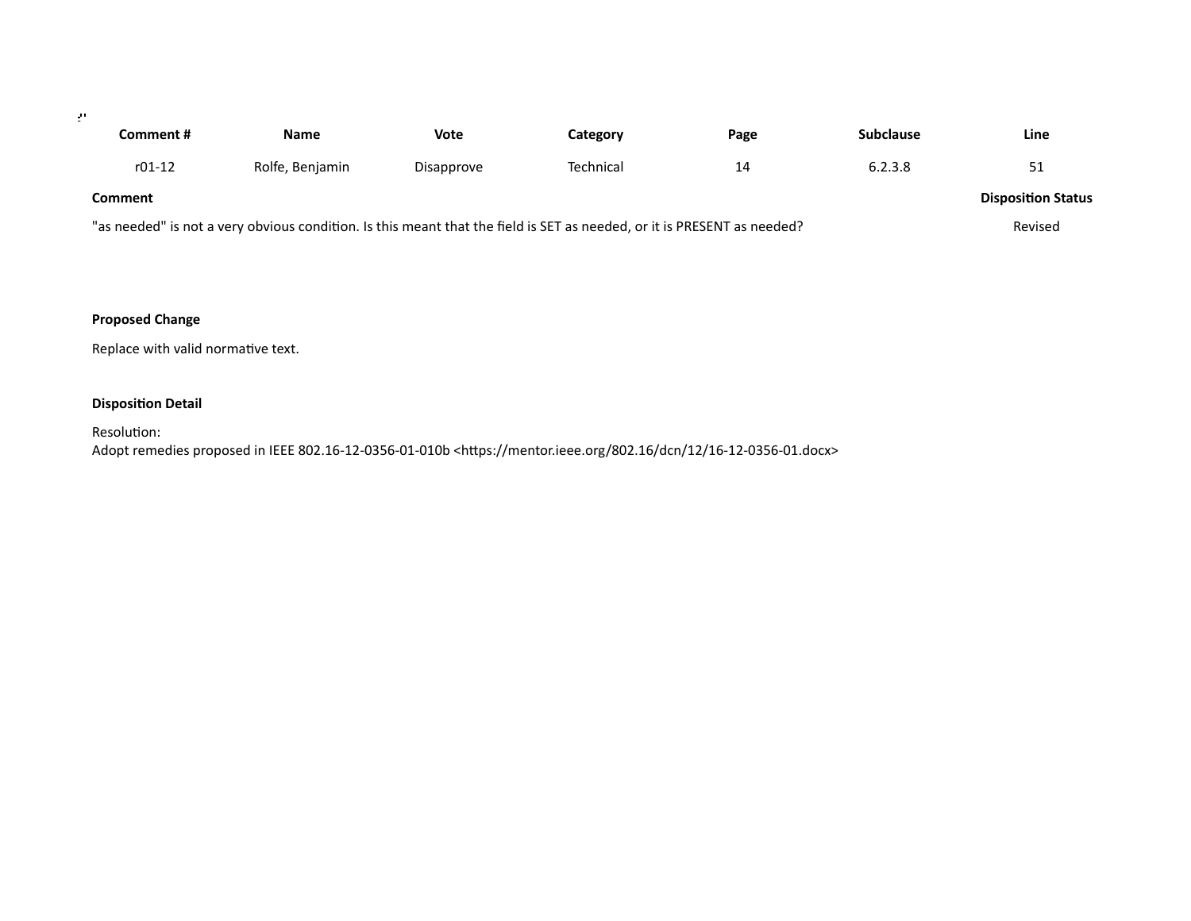| Comment # | Name | Vote | Category | Page | Subclause | Line |
|---|---|---|---|---|---|---|
| r01-12 | Rolfe, Benjamin | Disapprove | Technical | 14 | 6.2.3.8 | 51 |

**Comment**

"as needed" is not a very obvious condition. Is this meant that the field is SET as needed, or it is PRESENT as needed?

**Disposition Status**

Revised

**Proposed Change**

Replace with valid normative text.

**Disposition Detail**

Resolution:
Adopt remedies proposed in IEEE 802.16-12-0356-01-010b <https://mentor.ieee.org/802.16/dcn/12/16-12-0356-01.docx>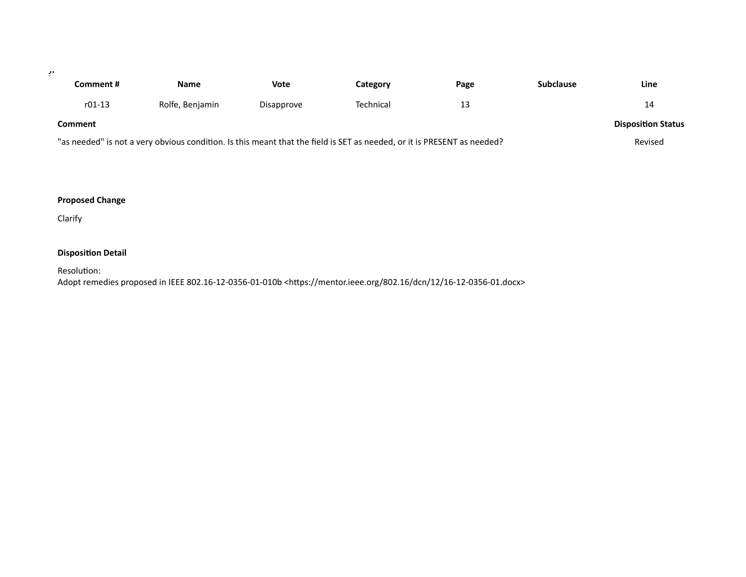| Comment # | Name | Vote | Category | Page | Subclause | Line |
|---|---|---|---|---|---|---|
| r01-13 | Rolfe, Benjamin | Disapprove | Technical | 13 | | 14 |

**Comment**

"as needed" is not a very obvious condition. Is this meant that the field is SET as needed, or it is PRESENT as needed?

**Disposition Status**

Revised

**Proposed Change**

Clarify

**Disposition Detail**

Resolution:
Adopt remedies proposed in IEEE 802.16-12-0356-01-010b <https://mentor.ieee.org/802.16/dcn/12/16-12-0356-01.docx>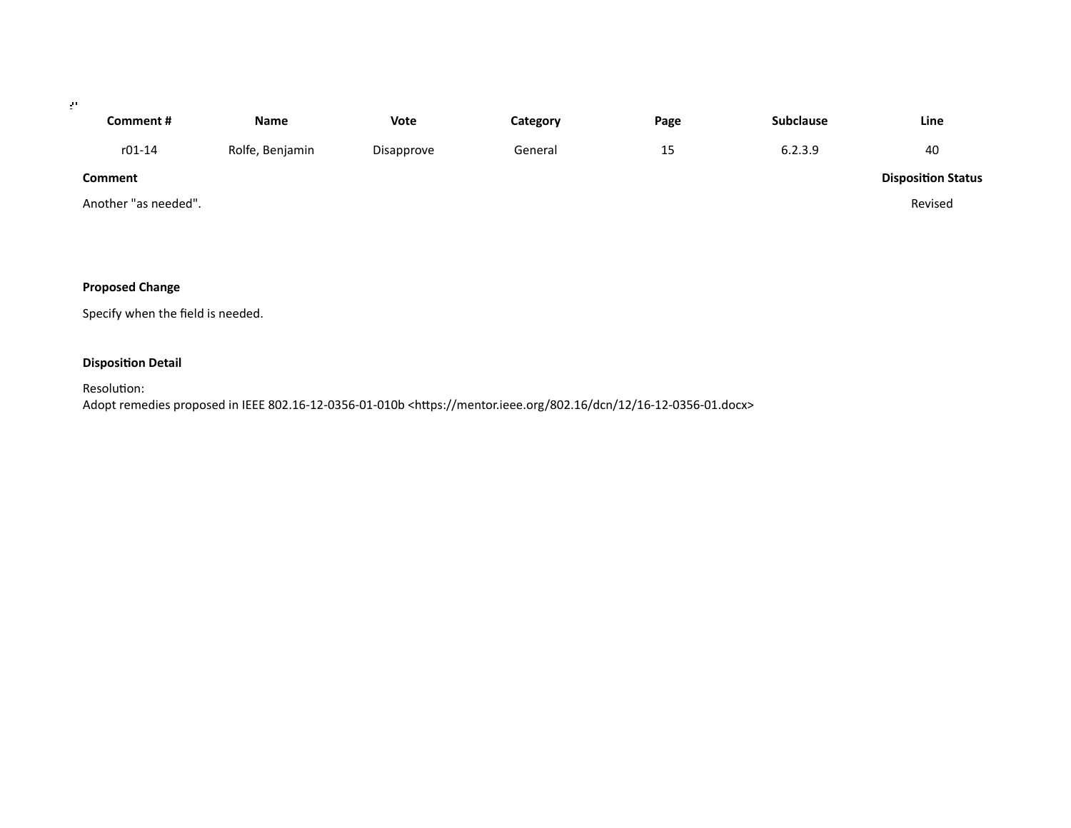| Comment # | Name | Vote | Category | Page | Subclause | Line |
|---|---|---|---|---|---|---|
| r01-14 | Rolfe, Benjamin | Disapprove | General | 15 | 6.2.3.9 | 40 |

**Comment**

Another "as needed".

**Disposition Status**

Revised

**Proposed Change**

Specify when the field is needed.

**Disposition Detail**

Resolution:
Adopt remedies proposed in IEEE 802.16-12-0356-01-010b <https://mentor.ieee.org/802.16/dcn/12/16-12-0356-01.docx>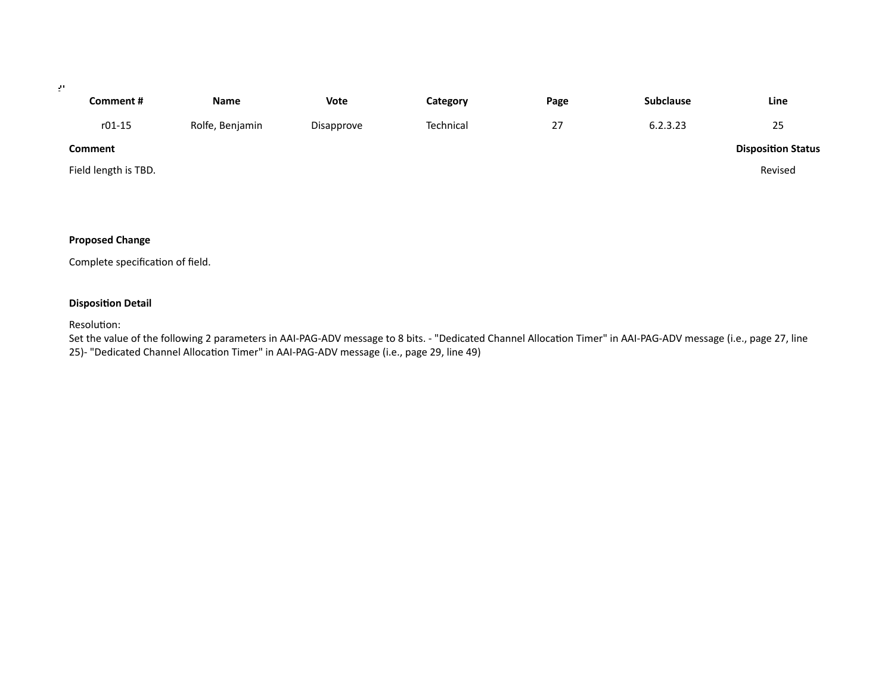| Comment # | Name | Vote | Category | Page | Subclause | Line |
|---|---|---|---|---|---|---|
| r01-15 | Rolfe, Benjamin | Disapprove | Technical | 27 | 6.2.3.23 | 25 |

**Comment**

Field length is TBD.

**Disposition Status**

Revised

**Proposed Change**

Complete specification of field.

**Disposition Detail**

Resolution:
Set the value of the following 2 parameters in AAI-PAG-ADV message to 8 bits. - "Dedicated Channel Allocation Timer" in AAI-PAG-ADV message (i.e., page 27, line 25)- "Dedicated Channel Allocation Timer" in AAI-PAG-ADV message (i.e., page 29, line 49)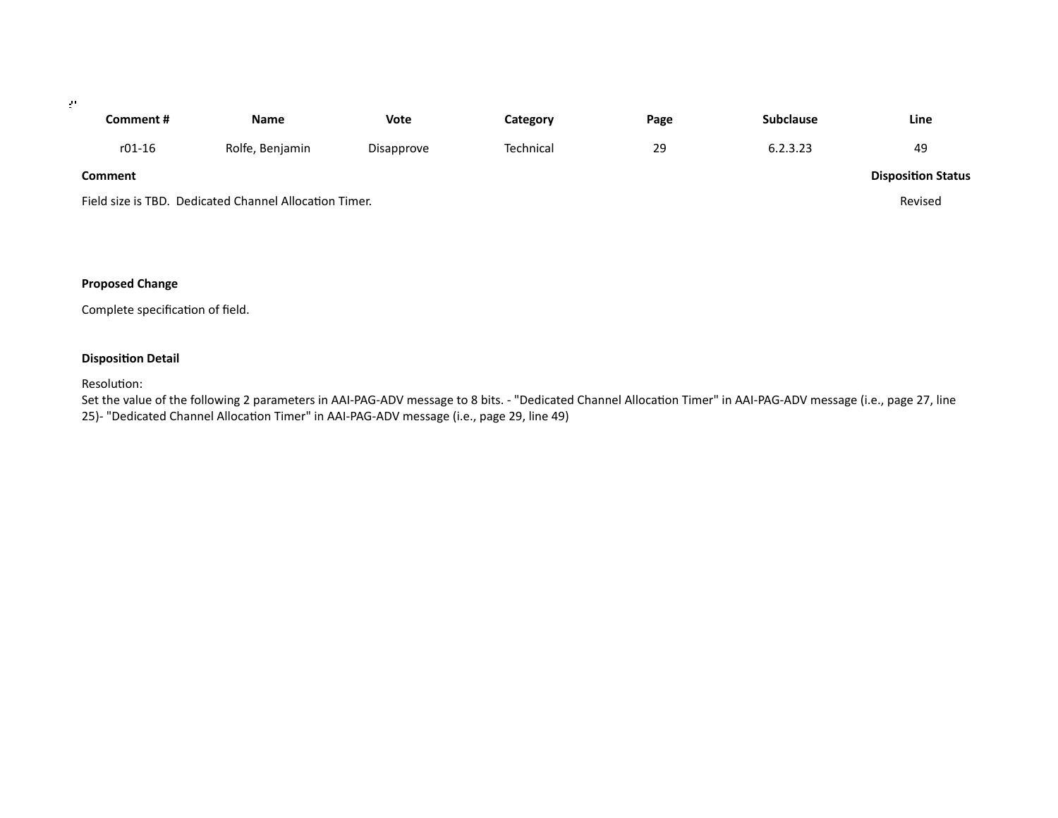| Comment # | Name | Vote | Category | Page | Subclause | Line |
|---|---|---|---|---|---|---|
| r01-16 | Rolfe, Benjamin | Disapprove | Technical | 29 | 6.2.3.23 | 49 |

**Comment**

Field size is TBD. Dedicated Channel Allocation Timer.

**Disposition Status**

Revised

**Proposed Change**

Complete specification of field.

**Disposition Detail**

Resolution:
Set the value of the following 2 parameters in AAI-PAG-ADV message to 8 bits. - "Dedicated Channel Allocation Timer" in AAI-PAG-ADV message (i.e., page 27, line 25)- "Dedicated Channel Allocation Timer" in AAI-PAG-ADV message (i.e., page 29, line 49)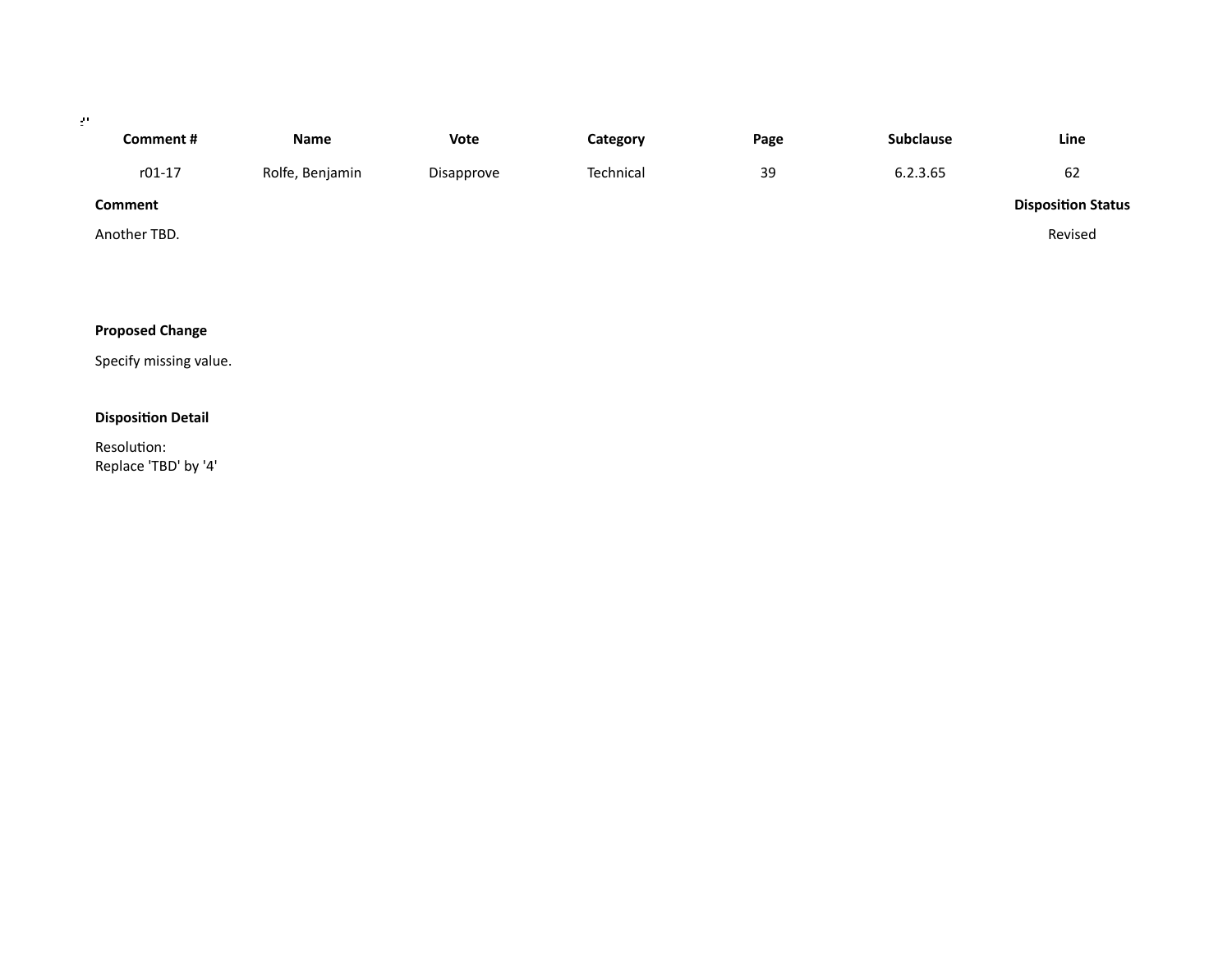| Comment # | Name | Vote | Category | Page | Subclause | Line |
|---|---|---|---|---|---|---|
| r01-17 | Rolfe, Benjamin | Disapprove | Technical | 39 | 6.2.3.65 | 62 |

**Comment**

Another TBD.

**Disposition Status**

Revised

**Proposed Change**

Specify missing value.

**Disposition Detail**

Resolution:
Replace 'TBD' by '4'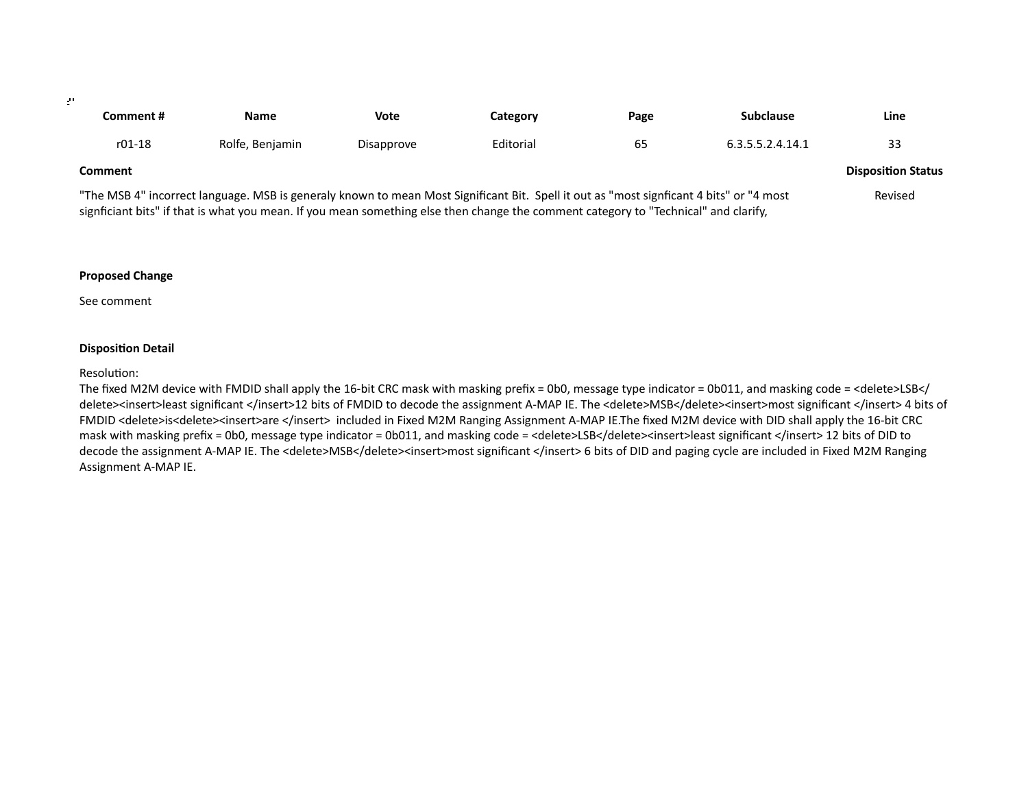| Comment # | Name | Vote | Category | Page | Subclause | Line |
|---|---|---|---|---|---|---|
| r01-18 | Rolfe, Benjamin | Disapprove | Editorial | 65 | 6.3.5.5.2.4.14.1 | 33 |

**Comment**

"The MSB 4" incorrect language. MSB is generaly known to mean Most Significant Bit. Spell it out as "most signficant 4 bits" or "4 most signficiant bits" if that is what you mean. If you mean something else then change the comment category to "Technical" and clarify,

**Disposition Status**

Revised

**Proposed Change**

See comment

**Disposition Detail**

Resolution:
The fixed M2M device with FMDID shall apply the 16-bit CRC mask with masking prefix = 0b0, message type indicator = 0b011, and masking code = <delete>LSB</delete><insert>least significant </insert>12 bits of FMDID to decode the assignment A-MAP IE. The <delete>MSB</delete><insert>most significant </insert> 4 bits of FMDID <delete>is<delete><insert>are </insert> included in Fixed M2M Ranging Assignment A-MAP IE.The fixed M2M device with DID shall apply the 16-bit CRC mask with masking prefix = 0b0, message type indicator = 0b011, and masking code = <delete>LSB</delete><insert>least significant </insert> 12 bits of DID to decode the assignment A-MAP IE. The <delete>MSB</delete><insert>most significant </insert> 6 bits of DID and paging cycle are included in Fixed M2M Ranging Assignment A-MAP IE.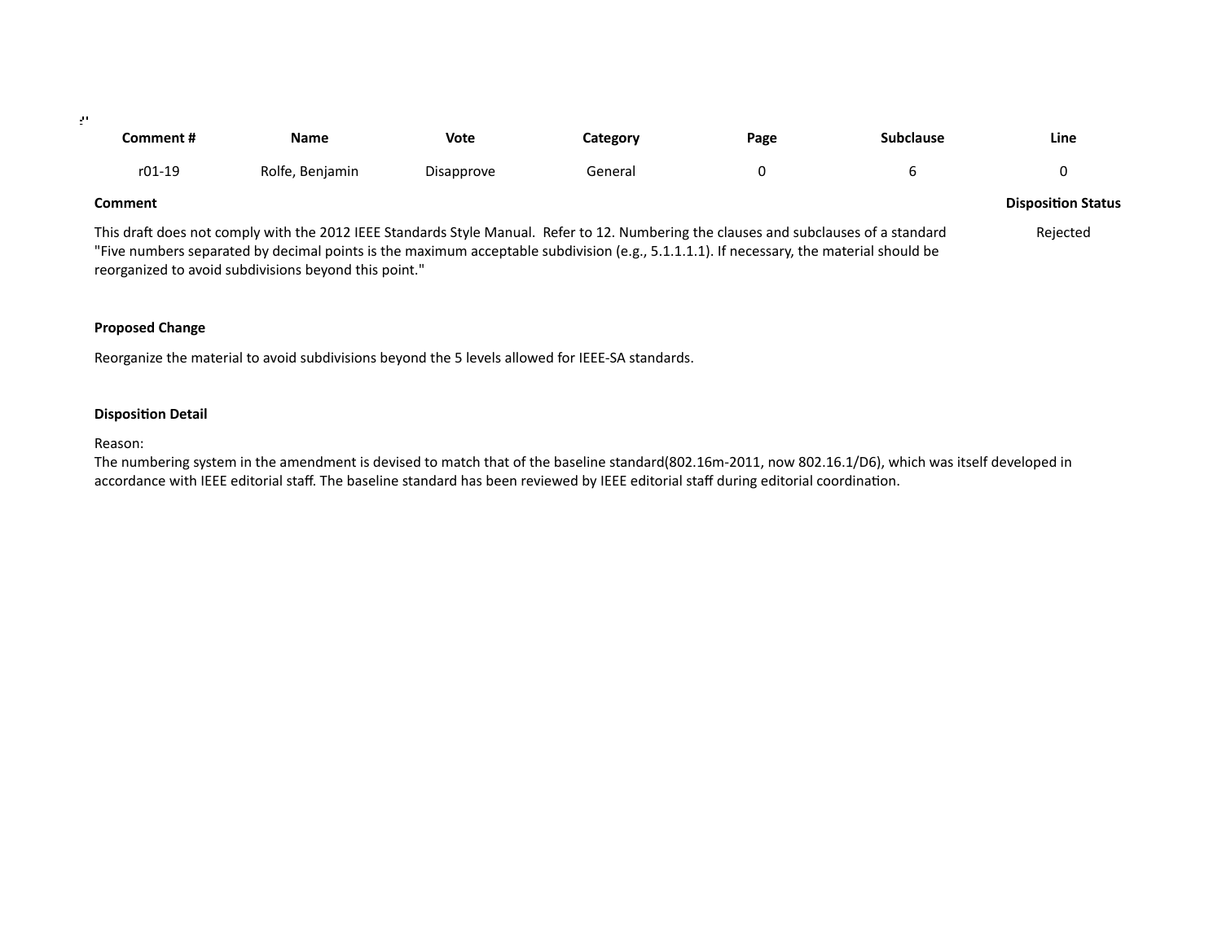| Comment # | Name | Vote | Category | Page | Subclause | Line |
|---|---|---|---|---|---|---|
| r01-19 | Rolfe, Benjamin | Disapprove | General | 0 | 6 | 0 |

**Comment**

This draft does not comply with the 2012 IEEE Standards Style Manual. Refer to 12. Numbering the clauses and subclauses of a standard "Five numbers separated by decimal points is the maximum acceptable subdivision (e.g., 5.1.1.1.1). If necessary, the material should be reorganized to avoid subdivisions beyond this point."

**Disposition Status**

Rejected

**Proposed Change**

Reorganize the material to avoid subdivisions beyond the 5 levels allowed for IEEE-SA standards.

**Disposition Detail**

Reason:
The numbering system in the amendment is devised to match that of the baseline standard(802.16m-2011, now 802.16.1/D6), which was itself developed in accordance with IEEE editorial staff. The baseline standard has been reviewed by IEEE editorial staff during editorial coordination.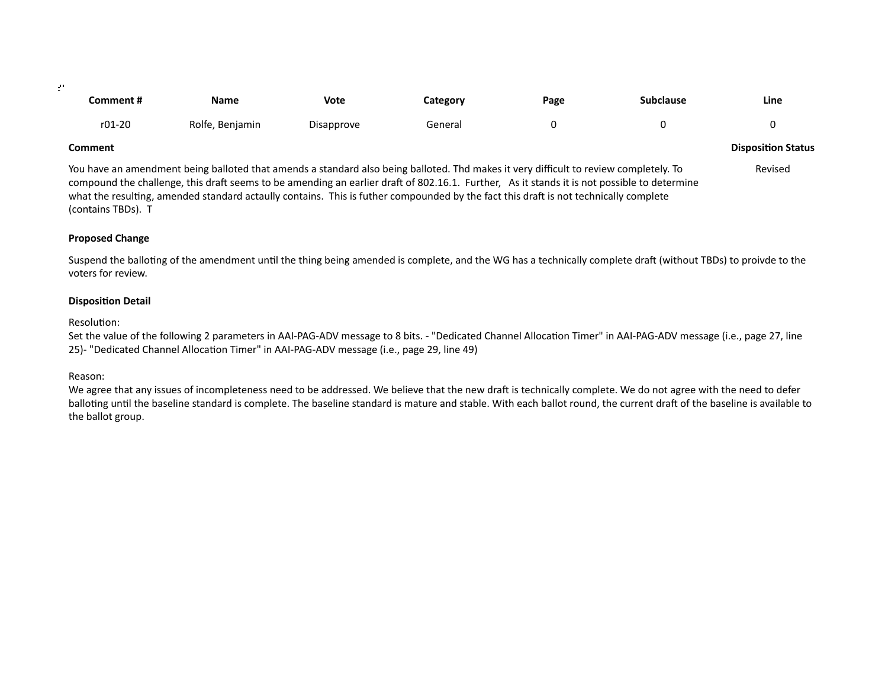| Comment # | Name | Vote | Category | Page | Subclause | Line |
|---|---|---|---|---|---|---|
| r01-20 | Rolfe, Benjamin | Disapprove | General | 0 | 0 | 0 |

**Comment**

You have an amendment being balloted that amends a standard also being balloted. Thd makes it very difficult to review completely. To compound the challenge, this draft seems to be amending an earlier draft of 802.16.1. Further, As it stands it is not possible to determine what the resulting, amended standard actaully contains. This is futher compounded by the fact this draft is not technically complete (contains TBDs). T

**Disposition Status**

Revised

**Proposed Change**

Suspend the balloting of the amendment until the thing being amended is complete, and the WG has a technically complete draft (without TBDs) to proivde to the voters for review.

**Disposition Detail**

Resolution:
Set the value of the following 2 parameters in AAI-PAG-ADV message to 8 bits. - "Dedicated Channel Allocation Timer" in AAI-PAG-ADV message (i.e., page 27, line 25)- "Dedicated Channel Allocation Timer" in AAI-PAG-ADV message (i.e., page 29, line 49)

Reason:
We agree that any issues of incompleteness need to be addressed. We believe that the new draft is technically complete. We do not agree with the need to defer balloting until the baseline standard is complete. The baseline standard is mature and stable. With each ballot round, the current draft of the baseline is available to the ballot group.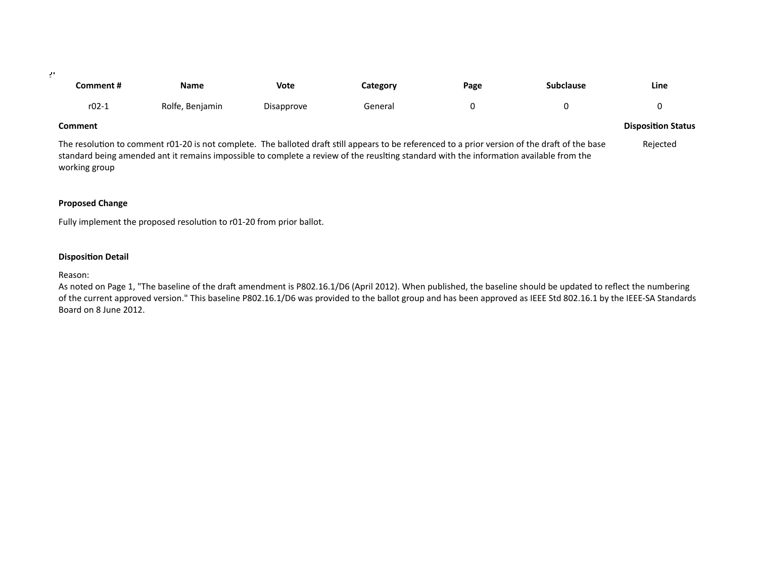| Comment # | Name | Vote | Category | Page | Subclause | Line |
|---|---|---|---|---|---|---|
| r02-1 | Rolfe, Benjamin | Disapprove | General | 0 | 0 | 0 |

**Comment**

The resolution to comment r01-20 is not complete. The balloted draft still appears to be referenced to a prior version of the draft of the base standard being amended ant it remains impossible to complete a review of the reuslting standard with the information available from the working group

**Disposition Status**

Rejected

**Proposed Change**

Fully implement the proposed resolution to r01-20 from prior ballot.

**Disposition Detail**

Reason:
As noted on Page 1, "The baseline of the draft amendment is P802.16.1/D6 (April 2012). When published, the baseline should be updated to reflect the numbering of the current approved version." This baseline P802.16.1/D6 was provided to the ballot group and has been approved as IEEE Std 802.16.1 by the IEEE-SA Standards Board on 8 June 2012.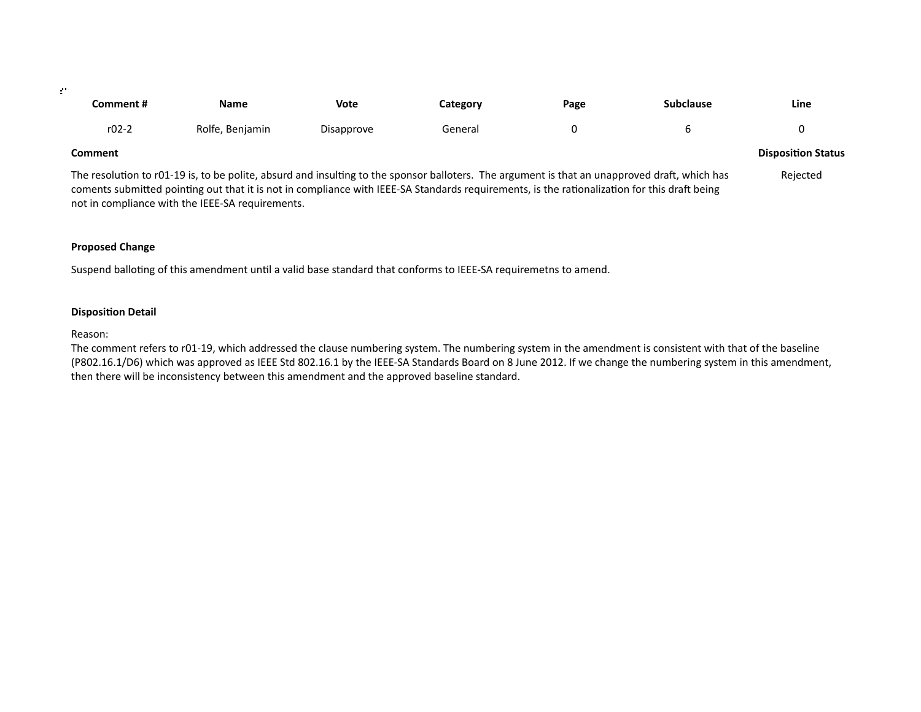| Comment # | Name | Vote | Category | Page | Subclause | Line |
|---|---|---|---|---|---|---|
| r02-2 | Rolfe, Benjamin | Disapprove | General | 0 | 6 | 0 |

**Comment**

The resolution to r01-19 is, to be polite, absurd and insulting to the sponsor balloters. The argument is that an unapproved draft, which has coments submitted pointing out that it is not in compliance with IEEE-SA Standards requirements, is the rationalization for this draft being not in compliance with the IEEE-SA requirements.

**Disposition Status**

Rejected

**Proposed Change**

Suspend balloting of this amendment until a valid base standard that conforms to IEEE-SA requiremetns to amend.

**Disposition Detail**

Reason:
The comment refers to r01-19, which addressed the clause numbering system. The numbering system in the amendment is consistent with that of the baseline (P802.16.1/D6) which was approved as IEEE Std 802.16.1 by the IEEE-SA Standards Board on 8 June 2012. If we change the numbering system in this amendment, then there will be inconsistency between this amendment and the approved baseline standard.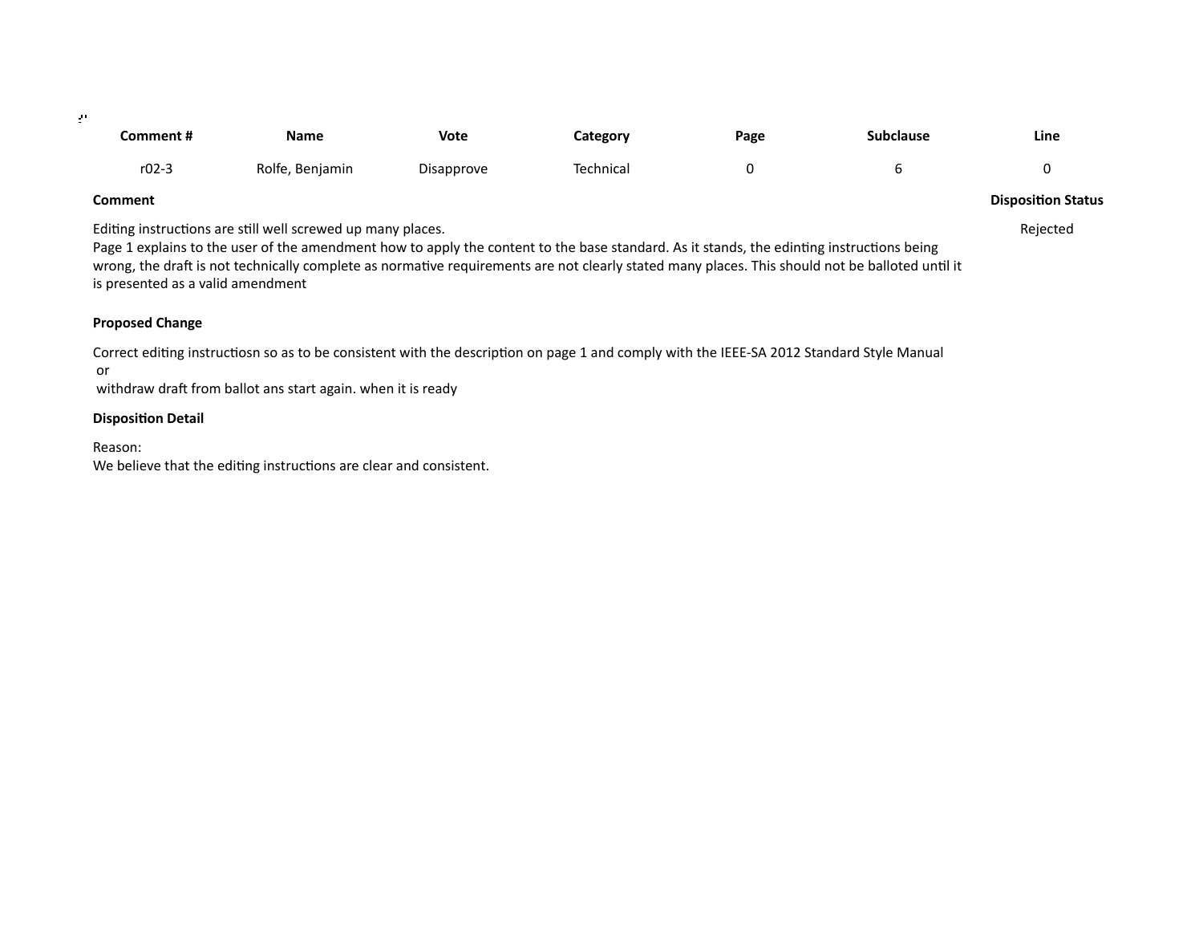| Comment # | Name | Vote | Category | Page | Subclause | Line |
|---|---|---|---|---|---|---|
| r02-3 | Rolfe, Benjamin | Disapprove | Technical | 0 | 6 | 0 |

**Comment**

Editing instructions are still well screwed up many places.
Page 1 explains to the user of the amendment how to apply the content to the base standard. As it stands, the edinting instructions being wrong, the draft is not technically complete as normative requirements are not clearly stated many places. This should not be balloted until it is presented as a valid amendment

**Disposition Status**

Rejected

**Proposed Change**

Correct editing instructiosn so as to be consistent with the description on page 1 and comply with the IEEE-SA 2012 Standard Style Manual
or
withdraw draft from ballot ans start again. when it is ready

**Disposition Detail**

Reason:
We believe that the editing instructions are clear and consistent.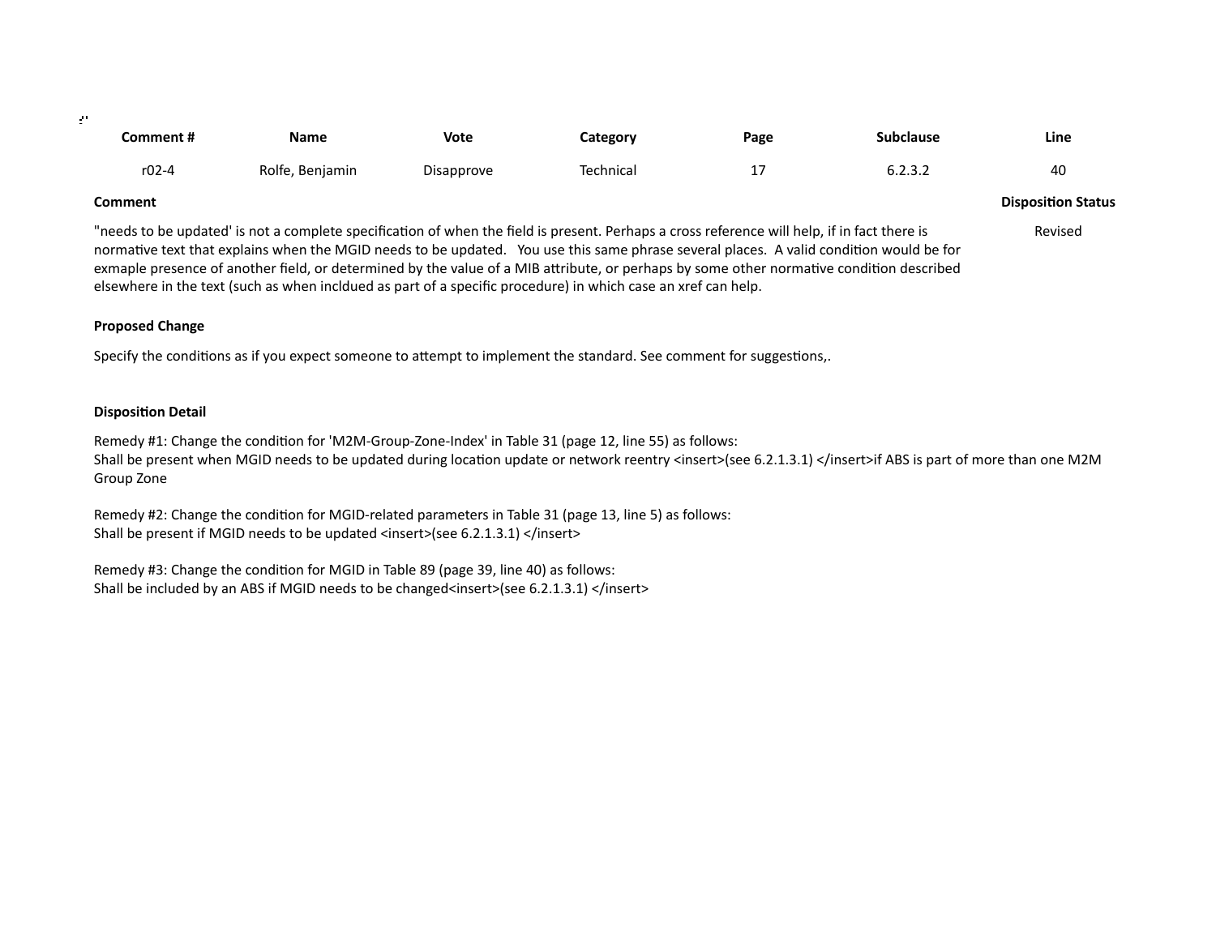| Comment # | Name | Vote | Category | Page | Subclause | Line |
|---|---|---|---|---|---|---|
| r02-4 | Rolfe, Benjamin | Disapprove | Technical | 17 | 6.2.3.2 | 40 |

**Comment**

"needs to be updated' is not a complete specification of when the field is present. Perhaps a cross reference will help, if in fact there is normative text that explains when the MGID needs to be updated.   You use this same phrase several places.  A valid condition would be for exmaple presence of another field, or determined by the value of a MIB attribute, or perhaps by some other normative condition described elsewhere in the text (such as when incldued as part of a specific procedure) in which case an xref can help.

**Disposition Status**

Revised

**Proposed Change**

Specify the conditions as if you expect someone to attempt to implement the standard. See comment for suggestions,.

**Disposition Detail**

Remedy #1: Change the condition for 'M2M-Group-Zone-Index' in Table 31 (page 12, line 55) as follows:
Shall be present when MGID needs to be updated during location update or network reentry <insert>(see 6.2.1.3.1) </insert>if ABS is part of more than one M2M Group Zone

Remedy #2: Change the condition for MGID-related parameters in Table 31 (page 13, line 5) as follows:
Shall be present if MGID needs to be updated <insert>(see 6.2.1.3.1) </insert>

Remedy #3: Change the condition for MGID in Table 89 (page 39, line 40) as follows:
Shall be included by an ABS if MGID needs to be changed<insert>(see 6.2.1.3.1) </insert>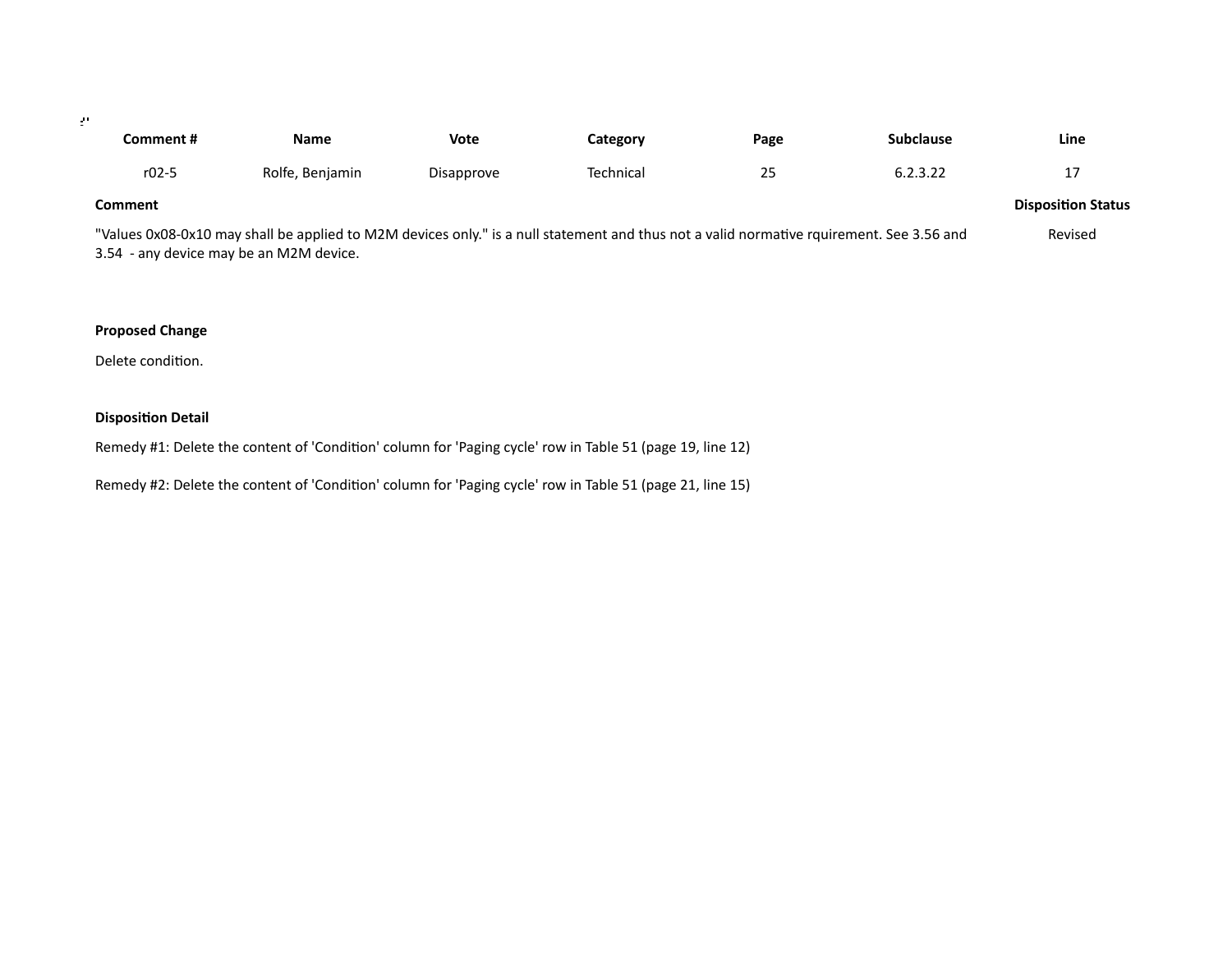| Comment # | Name | Vote | Category | Page | Subclause | Line |
|---|---|---|---|---|---|---|
| r02-5 | Rolfe, Benjamin | Disapprove | Technical | 25 | 6.2.3.22 | 17 |

**Comment**

"Values 0x08-0x10 may shall be applied to M2M devices only." is a null statement and thus not a valid normative rquirement. See 3.56 and 3.54 - any device may be an M2M device.

**Disposition Status**

Revised

**Proposed Change**

Delete condition.

**Disposition Detail**

Remedy #1: Delete the content of 'Condition' column for 'Paging cycle' row in Table 51 (page 19, line 12)

Remedy #2: Delete the content of 'Condition' column for 'Paging cycle' row in Table 51 (page 21, line 15)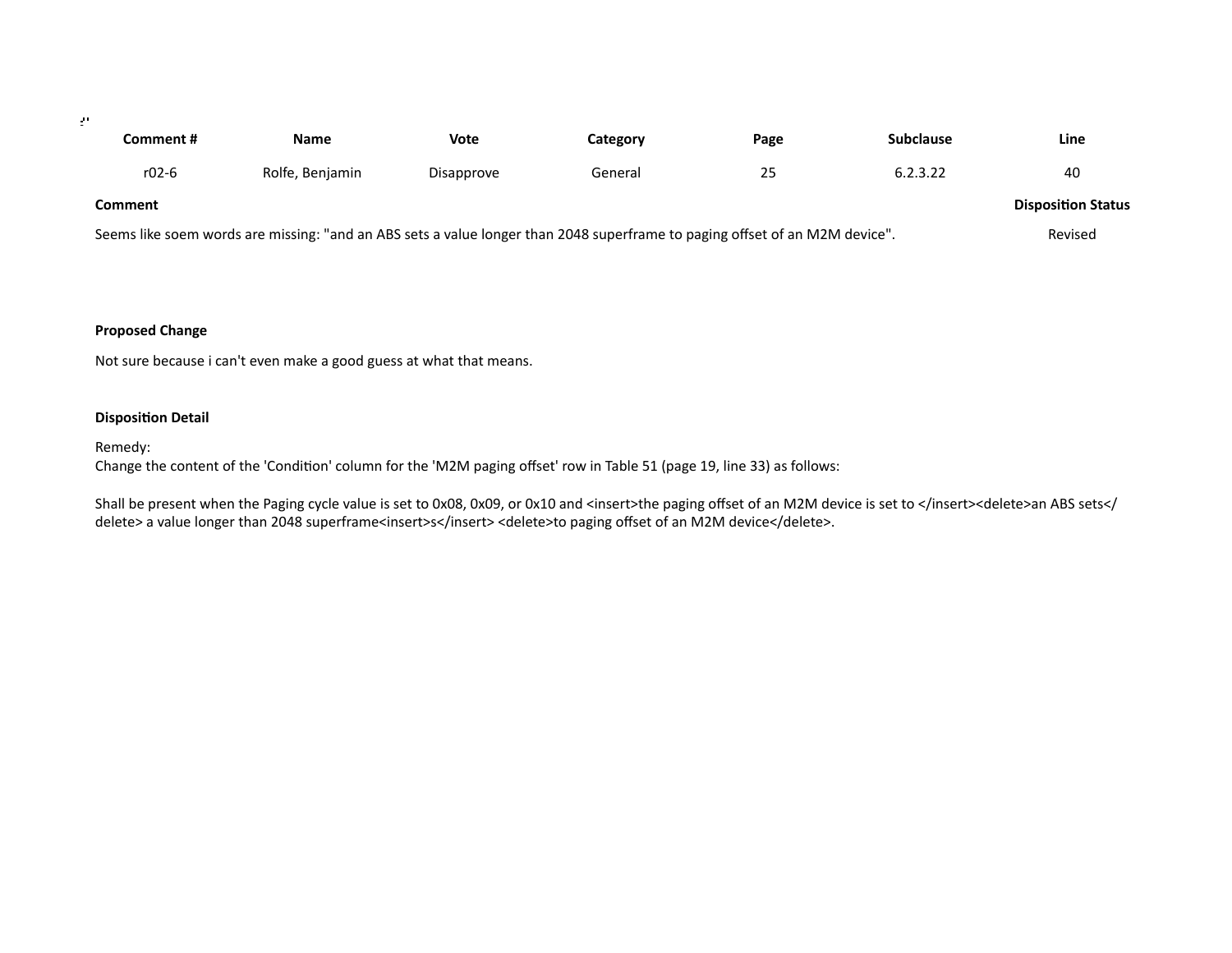| Comment # | Name | Vote | Category | Page | Subclause | Line |
|---|---|---|---|---|---|---|
| r02-6 | Rolfe, Benjamin | Disapprove | General | 25 | 6.2.3.22 | 40 |

**Comment**

Seems like soem words are missing: "and an ABS sets a value longer than 2048 superframe to paging offset of an M2M device".

**Disposition Status**

Revised

**Proposed Change**

Not sure because i can't even make a good guess at what that means.

**Disposition Detail**

Remedy:
Change the content of the 'Condition' column for the 'M2M paging offset' row in Table 51 (page 19, line 33) as follows:

Shall be present when the Paging cycle value is set to 0x08, 0x09, or 0x10 and <insert>the paging offset of an M2M device is set to </insert><delete>an ABS sets</delete> a value longer than 2048 superframe<insert>s</insert> <delete>to paging offset of an M2M device</delete>.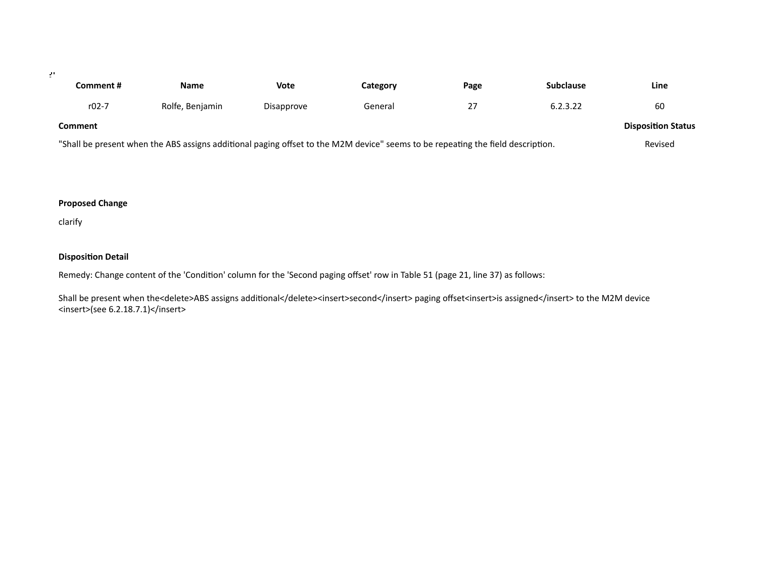| Comment # | Name | Vote | Category | Page | Subclause | Line |
|---|---|---|---|---|---|---|
| r02-7 | Rolfe, Benjamin | Disapprove | General | 27 | 6.2.3.22 | 60 |

**Comment**

"Shall be present when the ABS assigns additional paging offset to the M2M device" seems to be repeating the field description.

**Disposition Status**

Revised

**Proposed Change**

clarify

**Disposition Detail**

Remedy: Change content of the 'Condition' column for the 'Second paging offset' row in Table 51 (page 21, line 37) as follows:

Shall be present when the<delete>ABS assigns additional</delete><insert>second</insert> paging offset<insert>is assigned</insert> to the M2M device <insert>(see 6.2.18.7.1)</insert>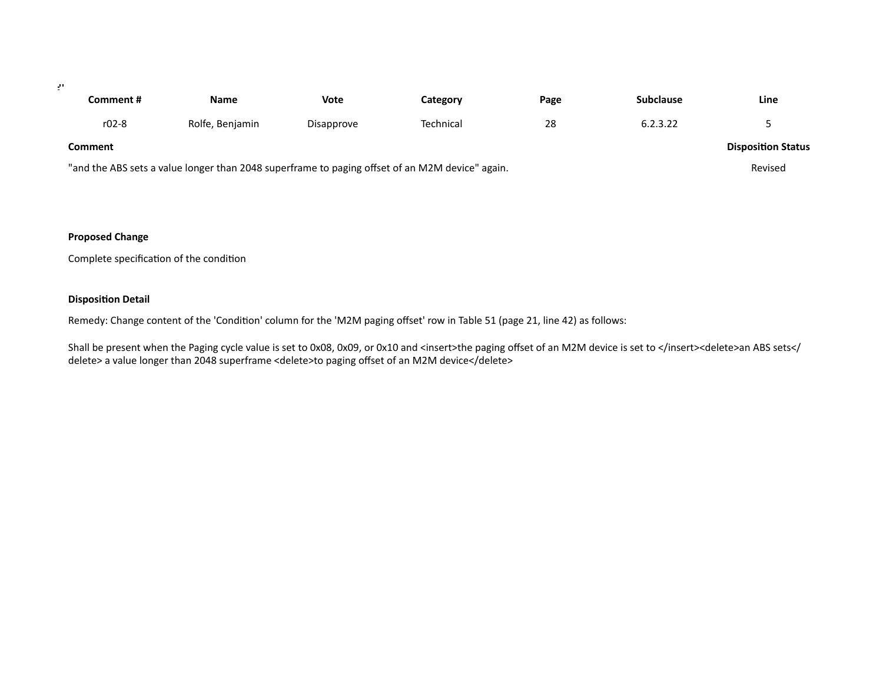| Comment # | Name | Vote | Category | Page | Subclause | Line |
|---|---|---|---|---|---|---|
| r02-8 | Rolfe, Benjamin | Disapprove | Technical | 28 | 6.2.3.22 | 5 |

**Comment**

"and the ABS sets a value longer than 2048 superframe to paging offset of an M2M device" again.

**Disposition Status**

Revised

**Proposed Change**

Complete specification of the condition

**Disposition Detail**

Remedy: Change content of the 'Condition' column for the 'M2M paging offset' row in Table 51 (page 21, line 42) as follows:

Shall be present when the Paging cycle value is set to 0x08, 0x09, or 0x10 and <insert>the paging offset of an M2M device is set to </insert><delete>an ABS sets</delete> a value longer than 2048 superframe <delete>to paging offset of an M2M device</delete>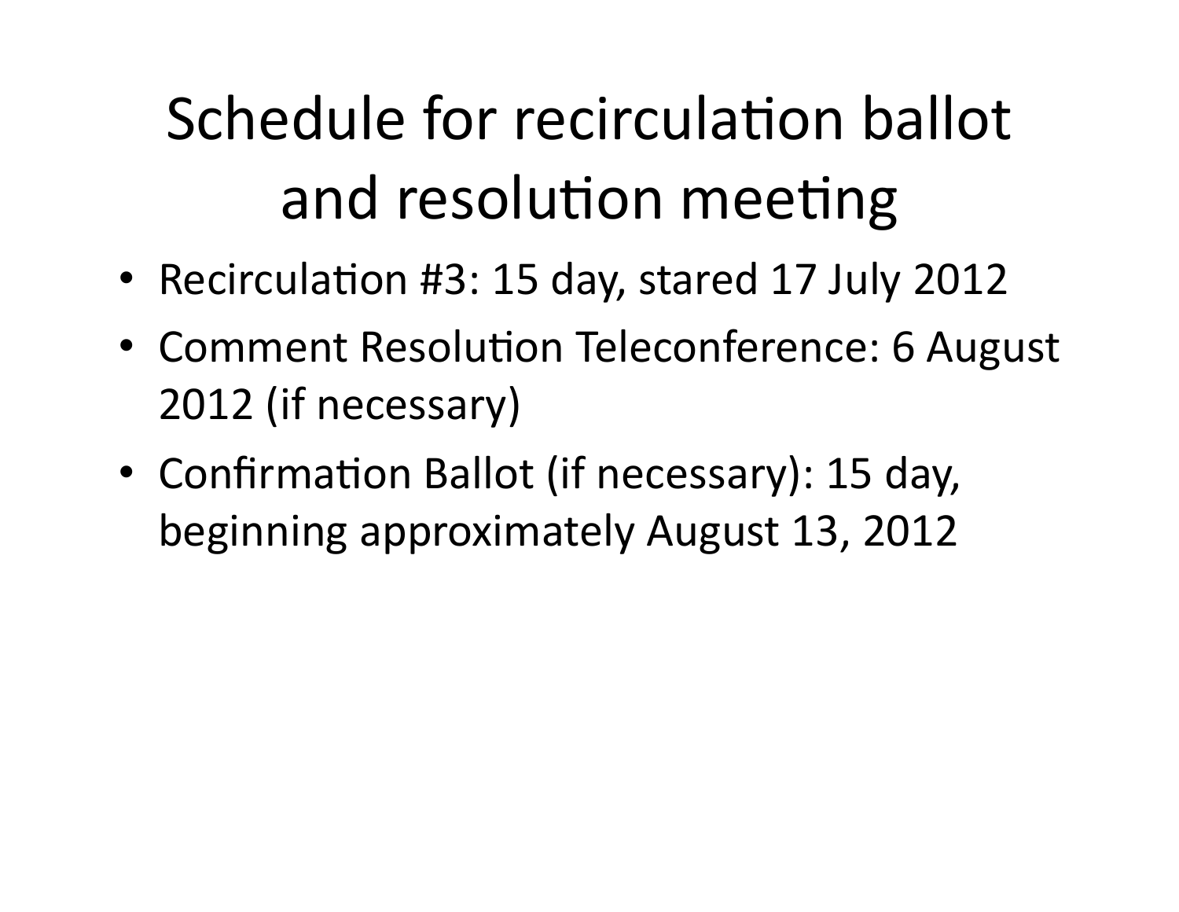# Schedule for recirculation ballot and resolution meeting

- Recirculation #3: 15 day, stared 17 July 2012
- Comment Resolution Teleconference: 6 August 2012 (if necessary)
- Confirmation Ballot (if necessary): 15 day, beginning approximately August 13, 2012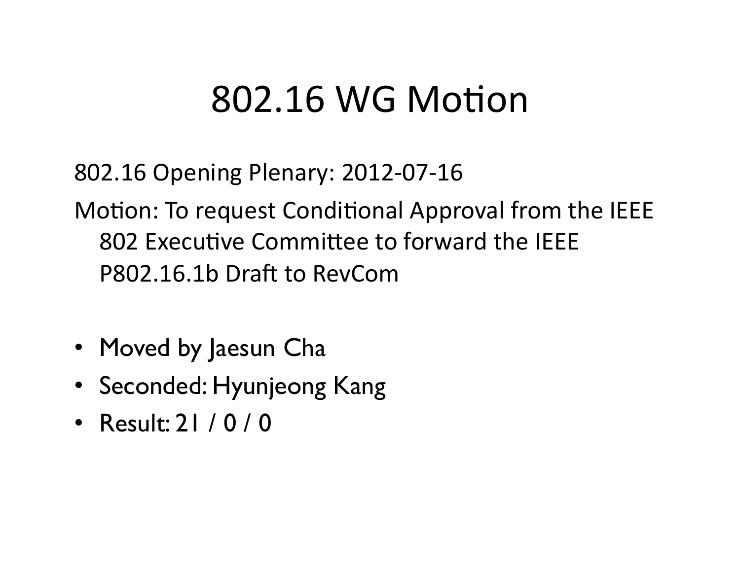# 802.16 WG Motion

802.16 Opening Plenary: 2012-07-16

Motion: To request Conditional Approval from the IEEE 802 Executive Committee to forward the IEEE P802.16.1b Draft to RevCom

- Moved by Jaesun Cha
- Seconded: Hyunjeong Kang
- Result: 21 / 0 / 0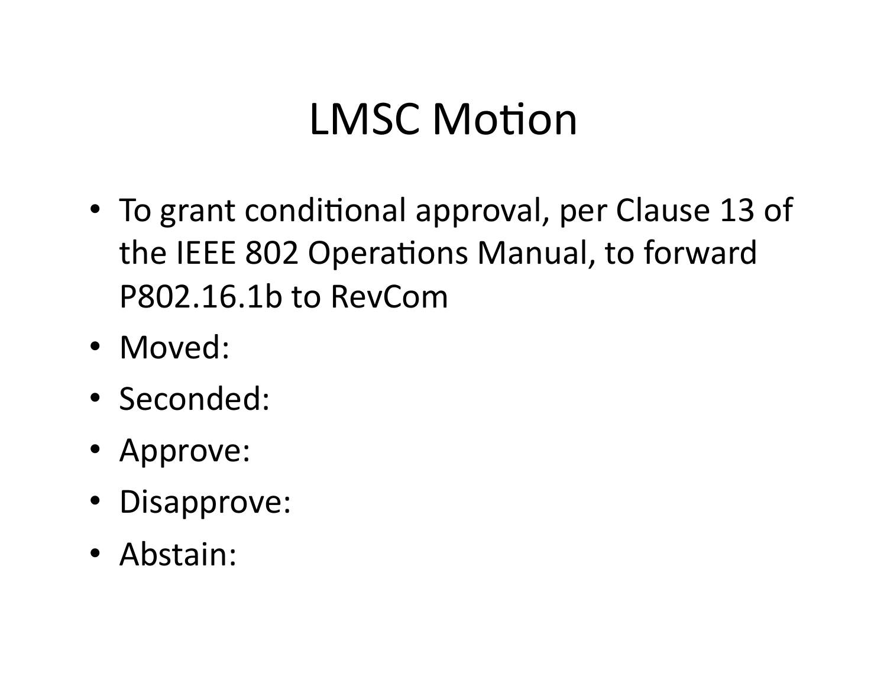# LMSC Motion

- To grant conditional approval, per Clause 13 of the IEEE 802 Operations Manual, to forward P802.16.1b to RevCom
- Moved:
- Seconded:
- Approve:
- Disapprove:
- Abstain: